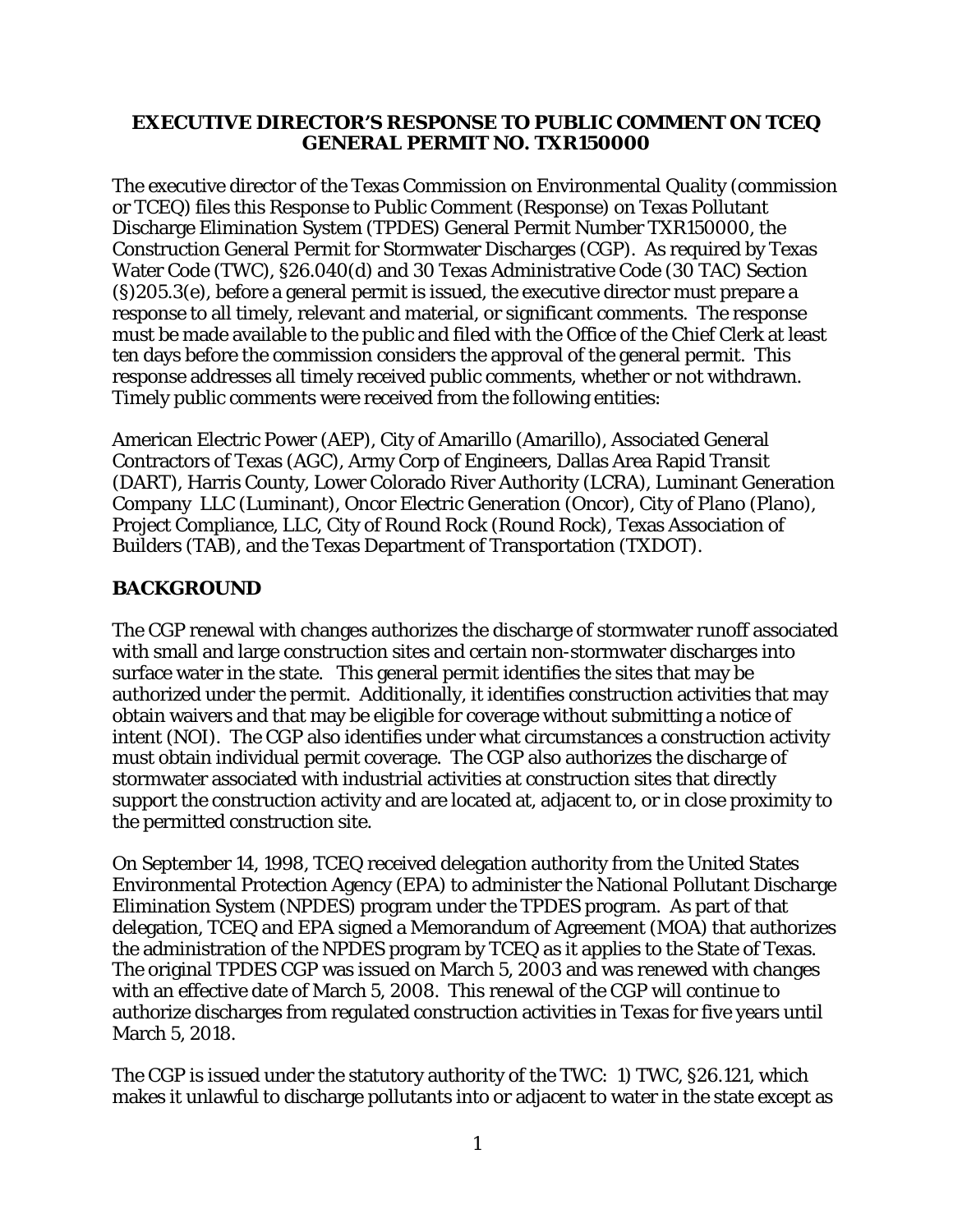**EXECUTIVE DIRECTOR'S RESPONSE TO PUBLIC COMMENT ON TCEQ GENERAL PERMIT NO. TXR150000**

The executive director of the Texas Commission on Environmental Quality (commission or TCEQ) files this Response to Public Comment (Response) on Texas Pollutant Discharge Elimination System (TPDES) General Permit Number TXR150000, the Construction General Permit for Stormwater Discharges (CGP). As required by Texas Water Code (TWC), §26.040(d) and 30 Texas Administrative Code (30 TAC) Section (§)205.3(e), before a general permit is issued, the executive director must prepare a response to all timely, relevant and material, or significant comments. The response must be made available to the public and filed with the Office of the Chief Clerk at least ten days before the commission considers the approval of the general permit. This response addresses all timely received public comments, whether or not withdrawn. Timely public comments were received from the following entities:

American Electric Power (AEP), City of Amarillo (Amarillo), Associated General Contractors of Texas (AGC), Army Corp of Engineers, Dallas Area Rapid Transit (DART), Harris County, Lower Colorado River Authority (LCRA), Luminant Generation Company LLC (Luminant), Oncor Electric Generation (Oncor), City of Plano (Plano), Project Compliance, LLC, City of Round Rock (Round Rock), Texas Association of Builders (TAB), and the Texas Department of Transportation (TXDOT).

## BACKGROUND

The CGP renewal with changes authorizes the discharge of stormwater runoff associated with small and large construction sites and certain non-stormwater discharges into surface water in the state. This general permit identifies the sites that may be authorized under the permit. Additionally, it identifies construction activities that may obtain waivers and that may be eligible for coverage without submitting a notice of intent (NOI). The CGP also identifies under what circumstances a construction activity must obtain individual permit coverage. The CGP also authorizes the discharge of stormwater associated with industrial activities at construction sites that directly support the construction activity and are located at, adjacent to, or in close proximity to the permitted construction site.

On September 14, 1998, TCEQ received delegation authority from the United States Environmental Protection Agency (EPA) to administer the National Pollutant Discharge Elimination System (NPDES) program under the TPDES program. As part of that delegation, TCEQ and EPA signed a Memorandum of Agreement (MOA) that authorizes the administration of the NPDES program by TCEQ as it applies to the State of Texas. The original TPDES CGP was issued on March 5, 2003 and was renewed with changes with an effective date of March 5, 2008. This renewal of the CGP will continue to authorize discharges from regulated construction activities in Texas for five years until March 5, 2018.

The CGP is issued under the statutory authority of the TWC: 1) TWC, §26.121, which makes it unlawful to discharge pollutants into or adjacent to water in the state except as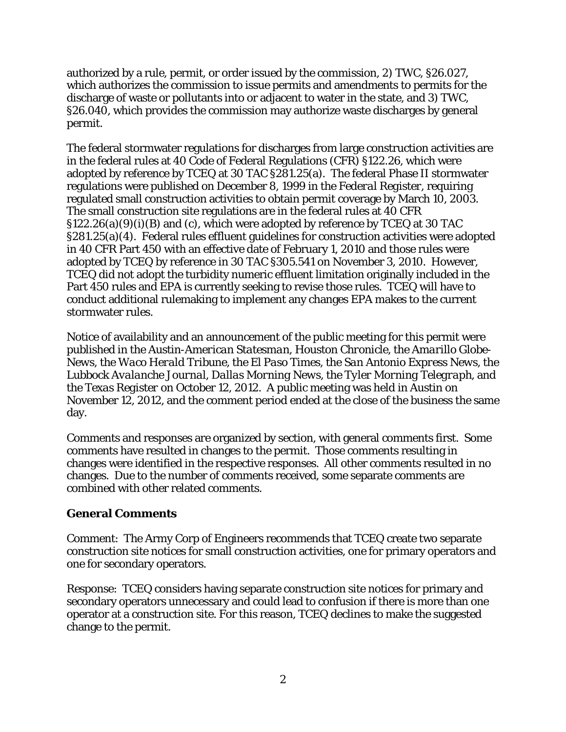authorized by a rule, permit, or order issued by the commission, 2) TWC, §26.027, which authorizes the commission to issue permits and amendments to permits for the discharge of waste or pollutants into or adjacent to water in the state, and 3) TWC, §26.040, which provides the commission may authorize waste discharges by general permit.

The federal stormwater regulations for discharges from large construction activities are in the federal rules at 40 Code of Federal Regulations (CFR) §122.26, which were adopted by reference by TCEQ at 30 TAC §281.25(a). The federal Phase II stormwater regulations were published on December 8, 1999 in the *Federal Register*, requiring regulated small construction activities to obtain permit coverage by March 10, 2003. The small construction site regulations are in the federal rules at 40 CFR §122.26(a)(9)(i)(B) and (c), which were adopted by reference by TCEQ at 30 TAC §281.25(a)(4). Federal rules effluent guidelines for construction activities were adopted in 40 CFR Part 450 with an effective date of February 1, 2010 and those rules were adopted by TCEQ by reference in 30 TAC §305.541 on November 3, 2010. However, TCEQ did not adopt the turbidity numeric effluent limitation originally included in the Part 450 rules and EPA is currently seeking to revise those rules. TCEQ will have to conduct additional rulemaking to implement any changes EPA makes to the current stormwater rules.

Notice of availability and an announcement of the public meeting for this permit were published in the *Austin-American Statesman*, *Houston Chronicle*, the *Amarillo Globe-News*, the *Waco Herald Tribune*, the *El Paso Times*, the *San Antonio Express News*, the *Lubbock Avalanche Journal*, *Dallas Morning News*, the *Tyler Morning Telegraph*, and the *Texas Register* on October 12, 2012. A public meeting was held in Austin on November 12, 2012, and the comment period ended at the close of the business the same day.

Comments and responses are organized by section, with general comments first. Some comments have resulted in changes to the permit. Those comments resulting in changes were identified in the respective responses. All other comments resulted in no changes. Due to the number of comments received, some separate comments are combined with other related comments.

**General Comments**

Comment: The Army Corp of Engineers recommends that TCEQ create two separate construction site notices for small construction activities, one for primary operators and one for secondary operators.

Response: TCEQ considers having separate construction site notices for primary and secondary operators unnecessary and could lead to confusion if there is more than one operator at a construction site. For this reason, TCEQ declines to make the suggested change to the permit.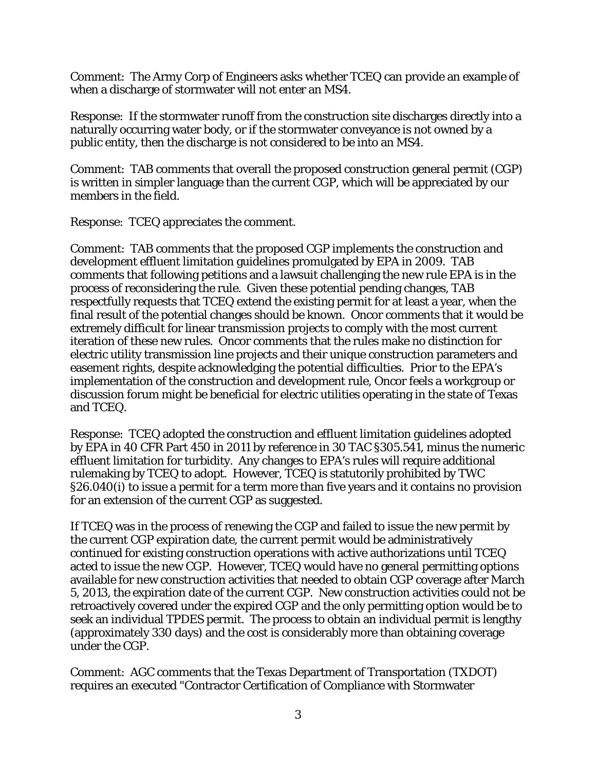Comment: The Army Corp of Engineers asks whether TCEQ can provide an example of when a discharge of stormwater will not enter an MS4.

Response: If the stormwater runoff from the construction site discharges directly into a naturally occurring water body, or if the stormwater conveyance is not owned by a public entity, then the discharge is not considered to be into an MS4.

Comment: TAB comments that overall the proposed construction general permit (CGP) is written in simpler language than the current CGP, which will be appreciated by our members in the field.

Response: TCEQ appreciates the comment.

Comment: TAB comments that the proposed CGP implements the construction and development effluent limitation guidelines promulgated by EPA in 2009. TAB comments that following petitions and a lawsuit challenging the new rule EPA is in the process of reconsidering the rule. Given these potential pending changes, TAB respectfully requests that TCEQ extend the existing permit for at least a year, when the final result of the potential changes should be known. Oncor comments that it would be extremely difficult for linear transmission projects to comply with the most current iteration of these new rules. Oncor comments that the rules make no distinction for electric utility transmission line projects and their unique construction parameters and easement rights, despite acknowledging the potential difficulties. Prior to the EPA's implementation of the construction and development rule, Oncor feels a workgroup or discussion forum might be beneficial for electric utilities operating in the state of Texas and TCEQ.

Response: TCEQ adopted the construction and effluent limitation guidelines adopted by EPA in 40 CFR Part 450 in 2011 by reference in 30 TAC §305.541, minus the numeric effluent limitation for turbidity. Any changes to EPA's rules will require additional rulemaking by TCEQ to adopt. However, TCEQ is statutorily prohibited by TWC §26.040(i) to issue a permit for a term more than five years and it contains no provision for an extension of the current CGP as suggested.

If TCEQ was in the process of renewing the CGP and failed to issue the new permit by the current CGP expiration date, the current permit would be administratively continued for existing construction operations with active authorizations until TCEQ acted to issue the new CGP. However, TCEQ would have no general permitting options available for new construction activities that needed to obtain CGP coverage after March 5, 2013, the expiration date of the current CGP. New construction activities could not be retroactively covered under the expired CGP and the only permitting option would be to seek an individual TPDES permit. The process to obtain an individual permit is lengthy (approximately 330 days) and the cost is considerably more than obtaining coverage under the CGP.

Comment: AGC comments that the Texas Department of Transportation (TXDOT) requires an executed "Contractor Certification of Compliance with Stormwater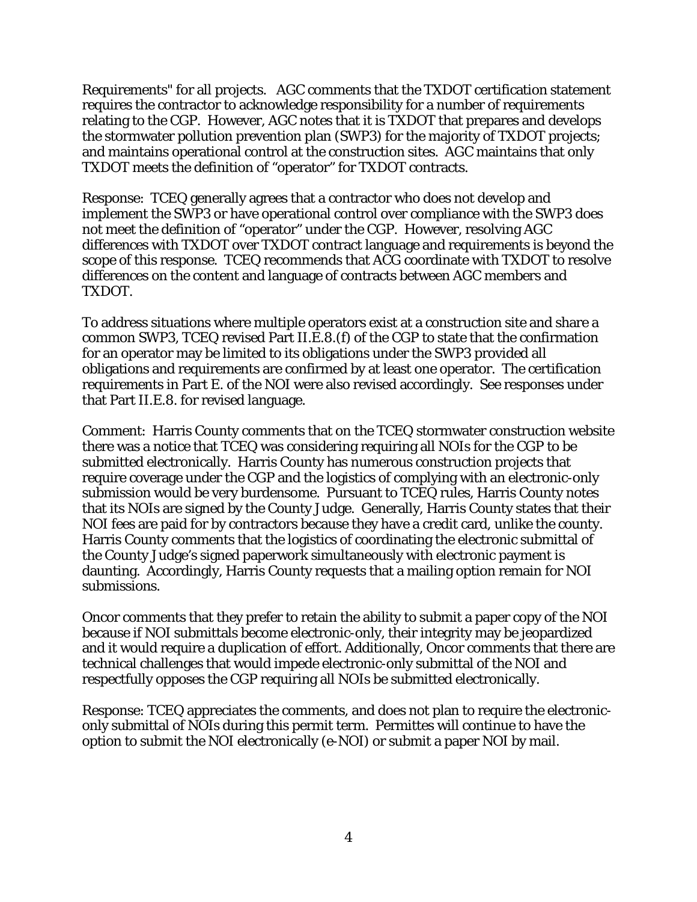Requirements" for all projects. AGC comments that the TXDOT certification statement requires the contractor to acknowledge responsibility for a number of requirements relating to the CGP. However, AGC notes that it is TXDOT that prepares and develops the stormwater pollution prevention plan (SWP3) for the majority of TXDOT projects; and maintains operational control at the construction sites. AGC maintains that only TXDOT meets the definition of "operator" for TXDOT contracts.

Response: TCEQ generally agrees that a contractor who does not develop and implement the SWP3 or have operational control over compliance with the SWP3 does not meet the definition of "operator" under the CGP. However, resolving AGC differences with TXDOT over TXDOT contract language and requirements is beyond the scope of this response. TCEQ recommends that ACG coordinate with TXDOT to resolve differences on the content and language of contracts between AGC members and TXDOT.

To address situations where multiple operators exist at a construction site and share a common SWP3, TCEQ revised Part II.E.8.(f) of the CGP to state that the confirmation for an operator may be limited to its obligations under the SWP3 provided all obligations and requirements are confirmed by at least one operator. The certification requirements in Part E. of the NOI were also revised accordingly. See responses under that Part II.E.8. for revised language.

Comment: Harris County comments that on the TCEQ stormwater construction website there was a notice that TCEQ was considering requiring all NOIs for the CGP to be submitted electronically. Harris County has numerous construction projects that require coverage under the CGP and the logistics of complying with an electronic-only submission would be very burdensome. Pursuant to TCEQ rules, Harris County notes that its NOIs are signed by the County Judge. Generally, Harris County states that their NOI fees are paid for by contractors because they have a credit card, unlike the county. Harris County comments that the logistics of coordinating the electronic submittal of the County Judge's signed paperwork simultaneously with electronic payment is daunting. Accordingly, Harris County requests that a mailing option remain for NOI submissions.

Oncor comments that they prefer to retain the ability to submit a paper copy of the NOI because if NOI submittals become electronic-only, their integrity may be jeopardized and it would require a duplication of effort. Additionally, Oncor comments that there are technical challenges that would impede electronic-only submittal of the NOI and respectfully opposes the CGP requiring all NOIs be submitted electronically.

Response: TCEQ appreciates the comments, and does not plan to require the electronic-only submittal of NOIs during this permit term. Permittes will continue to have the option to submit the NOI electronically (e-NOI) or submit a paper NOI by mail.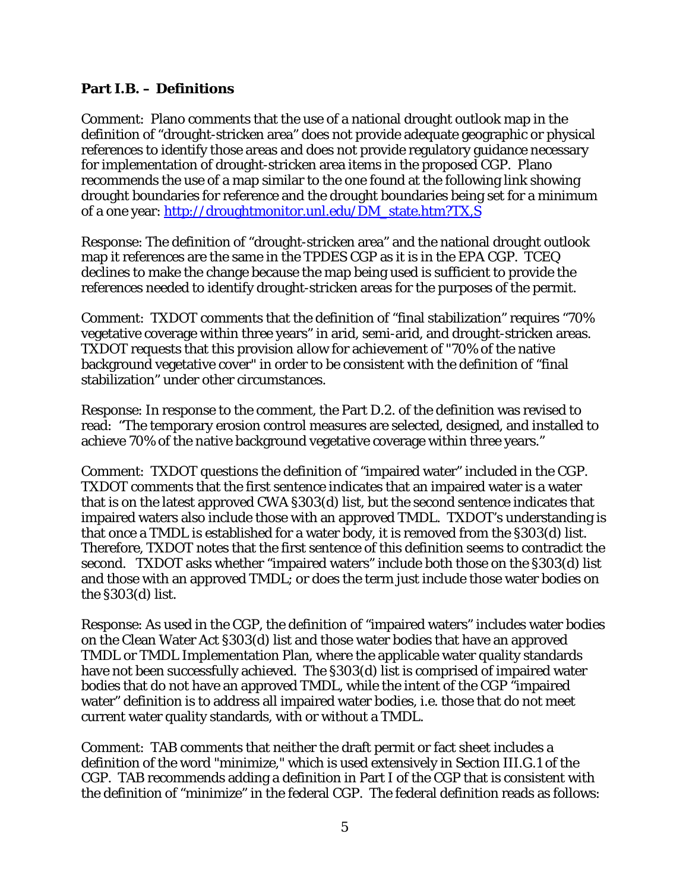### Part I.B. – Definitions

Comment: Plano comments that the use of a national drought outlook map in the definition of "drought-stricken area" does not provide adequate geographic or physical references to identify those areas and does not provide regulatory guidance necessary for implementation of drought-stricken area items in the proposed CGP. Plano recommends the use of a map similar to the one found at the following link showing drought boundaries for reference and the drought boundaries being set for a minimum of a one year: http://droughtmonitor.unl.edu/DM_state.htm?TX,S

Response: The definition of "drought-stricken area" and the national drought outlook map it references are the same in the TPDES CGP as it is in the EPA CGP. TCEQ declines to make the change because the map being used is sufficient to provide the references needed to identify drought-stricken areas for the purposes of the permit.

Comment: TXDOT comments that the definition of "final stabilization" requires "70% vegetative coverage within three years" in arid, semi-arid, and drought-stricken areas. TXDOT requests that this provision allow for achievement of "70% of the native background vegetative cover" in order to be consistent with the definition of "final stabilization" under other circumstances.

Response: In response to the comment, the Part D.2. of the definition was revised to read: "The temporary erosion control measures are selected, designed, and installed to achieve 70% of the native background vegetative coverage within three years."

Comment: TXDOT questions the definition of "impaired water" included in the CGP. TXDOT comments that the first sentence indicates that an impaired water is a water that is on the latest approved CWA §303(d) list, but the second sentence indicates that impaired waters also include those with an approved TMDL. TXDOT's understanding is that once a TMDL is established for a water body, it is removed from the §303(d) list. Therefore, TXDOT notes that the first sentence of this definition seems to contradict the second. TXDOT asks whether "impaired waters" include both those on the §303(d) list and those with an approved TMDL; or does the term just include those water bodies on the §303(d) list.

Response: As used in the CGP, the definition of "impaired waters" includes water bodies on the Clean Water Act §303(d) list and those water bodies that have an approved TMDL or TMDL Implementation Plan, where the applicable water quality standards have not been successfully achieved. The §303(d) list is comprised of impaired water bodies that do not have an approved TMDL, while the intent of the CGP "impaired water" definition is to address all impaired water bodies, i.e. those that do not meet current water quality standards, with or without a TMDL.

Comment: TAB comments that neither the draft permit or fact sheet includes a definition of the word "minimize," which is used extensively in Section III.G.1 of the CGP. TAB recommends adding a definition in Part I of the CGP that is consistent with the definition of "minimize" in the federal CGP. The federal definition reads as follows: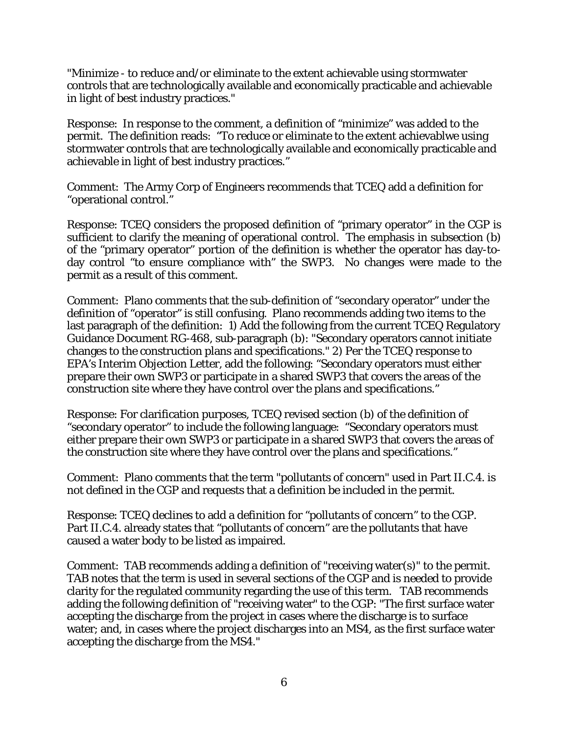"Minimize - to reduce and/or eliminate to the extent achievable using stormwater controls that are technologically available and economically practicable and achievable in light of best industry practices."

Response: In response to the comment, a definition of "minimize" was added to the permit. The definition reads: "To reduce or eliminate to the extent achievablwe using stormwater controls that are technologically available and economically practicable and achievable in light of best industry practices."

Comment: The Army Corp of Engineers recommends that TCEQ add a definition for "operational control."

Response: TCEQ considers the proposed definition of "primary operator" in the CGP is sufficient to clarify the meaning of operational control. The emphasis in subsection (b) of the "primary operator" portion of the definition is whether the operator has day-to-day control "to ensure compliance with" the SWP3. No changes were made to the permit as a result of this comment.

Comment: Plano comments that the sub-definition of "secondary operator" under the definition of "operator" is still confusing. Plano recommends adding two items to the last paragraph of the definition: 1) Add the following from the current TCEQ Regulatory Guidance Document RG-468, sub-paragraph (b): "Secondary operators cannot initiate changes to the construction plans and specifications." 2) Per the TCEQ response to EPA's Interim Objection Letter, add the following: "Secondary operators must either prepare their own SWP3 or participate in a shared SWP3 that covers the areas of the construction site where they have control over the plans and specifications."

Response: For clarification purposes, TCEQ revised section (b) of the definition of "secondary operator" to include the following language: "Secondary operators must either prepare their own SWP3 or participate in a shared SWP3 that covers the areas of the construction site where they have control over the plans and specifications."

Comment: Plano comments that the term "pollutants of concern" used in Part II.C.4. is not defined in the CGP and requests that a definition be included in the permit.

Response: TCEQ declines to add a definition for "pollutants of concern" to the CGP. Part II.C.4. already states that "pollutants of concern" are the pollutants that have caused a water body to be listed as impaired.

Comment: TAB recommends adding a definition of "receiving water(s)" to the permit. TAB notes that the term is used in several sections of the CGP and is needed to provide clarity for the regulated community regarding the use of this term. TAB recommends adding the following definition of "receiving water" to the CGP: "The first surface water accepting the discharge from the project in cases where the discharge is to surface water; and, in cases where the project discharges into an MS4, as the first surface water accepting the discharge from the MS4."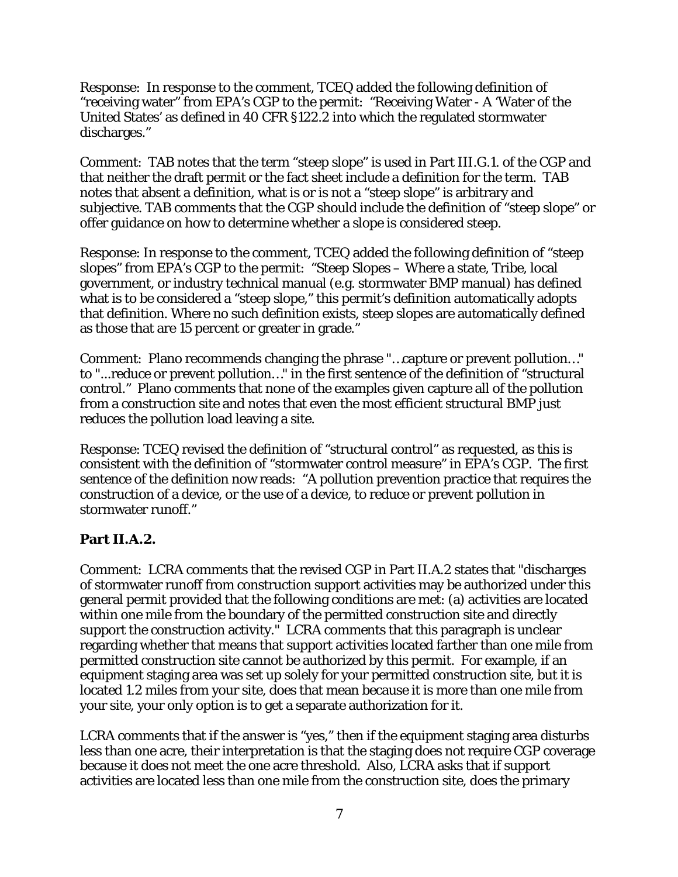Response: In response to the comment, TCEQ added the following definition of "receiving water" from EPA's CGP to the permit: "Receiving Water - A 'Water of the United States' as defined in 40 CFR §122.2 into which the regulated stormwater discharges."

Comment: TAB notes that the term "steep slope" is used in Part III.G.1. of the CGP and that neither the draft permit or the fact sheet include a definition for the term. TAB notes that absent a definition, what is or is not a "steep slope" is arbitrary and subjective. TAB comments that the CGP should include the definition of "steep slope" or offer guidance on how to determine whether a slope is considered steep.

Response: In response to the comment, TCEQ added the following definition of "steep slopes" from EPA's CGP to the permit: "Steep Slopes – Where a state, Tribe, local government, or industry technical manual (e.g. stormwater BMP manual) has defined what is to be considered a "steep slope," this permit's definition automatically adopts that definition. Where no such definition exists, steep slopes are automatically defined as those that are 15 percent or greater in grade."

Comment: Plano recommends changing the phrase "…capture or prevent pollution…" to "...reduce or prevent pollution…" in the first sentence of the definition of "structural control." Plano comments that none of the examples given capture all of the pollution from a construction site and notes that even the most efficient structural BMP just reduces the pollution load leaving a site.

Response: TCEQ revised the definition of "structural control" as requested, as this is consistent with the definition of "stormwater control measure" in EPA's CGP. The first sentence of the definition now reads: "A pollution prevention practice that requires the construction of a device, or the use of a device, to reduce or prevent pollution in stormwater runoff."

**Part II.A.2.**

Comment: LCRA comments that the revised CGP in Part II.A.2 states that "discharges of stormwater runoff from construction support activities may be authorized under this general permit provided that the following conditions are met: (a) activities are located within one mile from the boundary of the permitted construction site and directly support the construction activity." LCRA comments that this paragraph is unclear regarding whether that means that support activities located farther than one mile from permitted construction site cannot be authorized by this permit. For example, if an equipment staging area was set up solely for your permitted construction site, but it is located 1.2 miles from your site, does that mean because it is more than one mile from your site, your only option is to get a separate authorization for it.

LCRA comments that if the answer is "yes," then if the equipment staging area disturbs less than one acre, their interpretation is that the staging does not require CGP coverage because it does not meet the one acre threshold. Also, LCRA asks that if support activities are located less than one mile from the construction site, does the primary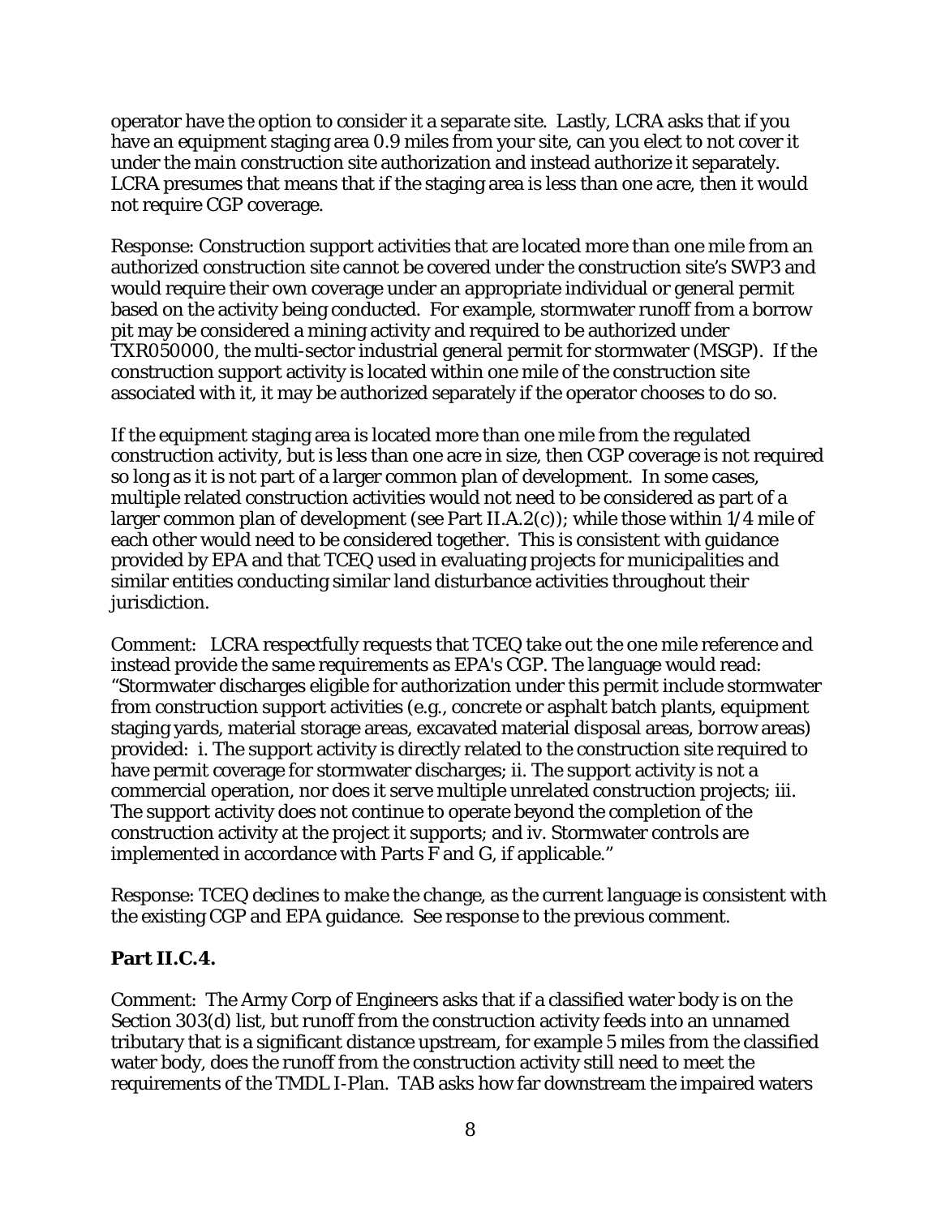operator have the option to consider it a separate site. Lastly, LCRA asks that if you have an equipment staging area 0.9 miles from your site, can you elect to not cover it under the main construction site authorization and instead authorize it separately. LCRA presumes that means that if the staging area is less than one acre, then it would not require CGP coverage.

Response: Construction support activities that are located more than one mile from an authorized construction site cannot be covered under the construction site's SWP3 and would require their own coverage under an appropriate individual or general permit based on the activity being conducted. For example, stormwater runoff from a borrow pit may be considered a mining activity and required to be authorized under TXR050000, the multi-sector industrial general permit for stormwater (MSGP). If the construction support activity is located within one mile of the construction site associated with it, it may be authorized separately if the operator chooses to do so.

If the equipment staging area is located more than one mile from the regulated construction activity, but is less than one acre in size, then CGP coverage is not required so long as it is not part of a larger common plan of development. In some cases, multiple related construction activities would not need to be considered as part of a larger common plan of development (see Part II.A.2(c)); while those within 1/4 mile of each other would need to be considered together. This is consistent with guidance provided by EPA and that TCEQ used in evaluating projects for municipalities and similar entities conducting similar land disturbance activities throughout their jurisdiction.

Comment: LCRA respectfully requests that TCEQ take out the one mile reference and instead provide the same requirements as EPA's CGP. The language would read: "Stormwater discharges eligible for authorization under this permit include stormwater from construction support activities (e.g., concrete or asphalt batch plants, equipment staging yards, material storage areas, excavated material disposal areas, borrow areas) provided: i. The support activity is directly related to the construction site required to have permit coverage for stormwater discharges; ii. The support activity is not a commercial operation, nor does it serve multiple unrelated construction projects; iii. The support activity does not continue to operate beyond the completion of the construction activity at the project it supports; and iv. Stormwater controls are implemented in accordance with Parts F and G, if applicable."

Response: TCEQ declines to make the change, as the current language is consistent with the existing CGP and EPA guidance. See response to the previous comment.

### Part II.C.4.

Comment: The Army Corp of Engineers asks that if a classified water body is on the Section 303(d) list, but runoff from the construction activity feeds into an unnamed tributary that is a significant distance upstream, for example 5 miles from the classified water body, does the runoff from the construction activity still need to meet the requirements of the TMDL I-Plan. TAB asks how far downstream the impaired waters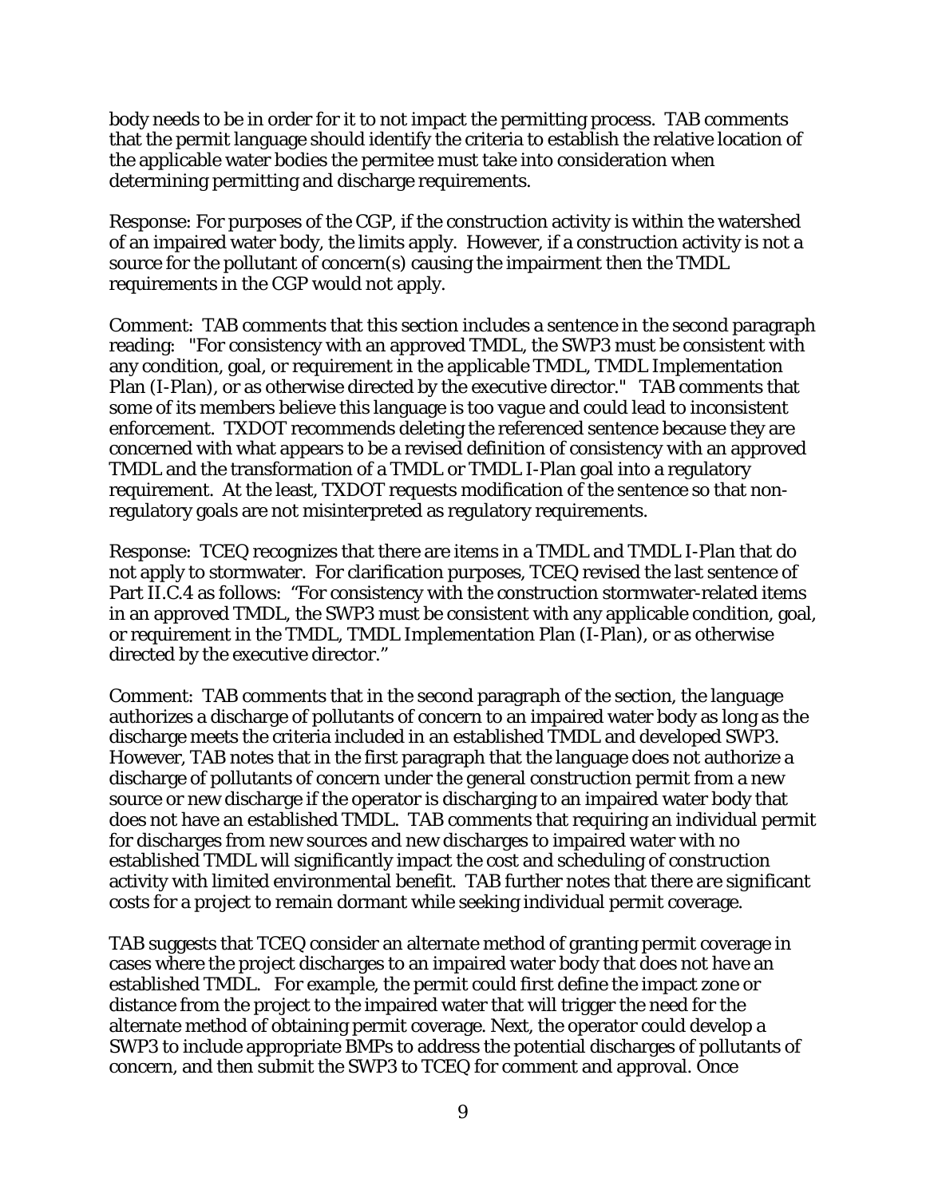body needs to be in order for it to not impact the permitting process. TAB comments that the permit language should identify the criteria to establish the relative location of the applicable water bodies the permitee must take into consideration when determining permitting and discharge requirements.

Response: For purposes of the CGP, if the construction activity is within the watershed of an impaired water body, the limits apply. However, if a construction activity is not a source for the pollutant of concern(s) causing the impairment then the TMDL requirements in the CGP would not apply.

Comment: TAB comments that this section includes a sentence in the second paragraph reading: "For consistency with an approved TMDL, the SWP3 must be consistent with any condition, goal, or requirement in the applicable TMDL, TMDL Implementation Plan (I-Plan), or as otherwise directed by the executive director." TAB comments that some of its members believe this language is too vague and could lead to inconsistent enforcement. TXDOT recommends deleting the referenced sentence because they are concerned with what appears to be a revised definition of consistency with an approved TMDL and the transformation of a TMDL or TMDL I-Plan goal into a regulatory requirement. At the least, TXDOT requests modification of the sentence so that non-regulatory goals are not misinterpreted as regulatory requirements.

Response: TCEQ recognizes that there are items in a TMDL and TMDL I-Plan that do not apply to stormwater. For clarification purposes, TCEQ revised the last sentence of Part II.C.4 as follows: "For consistency with the construction stormwater-related items in an approved TMDL, the SWP3 must be consistent with any applicable condition, goal, or requirement in the TMDL, TMDL Implementation Plan (I-Plan), or as otherwise directed by the executive director."

Comment: TAB comments that in the second paragraph of the section, the language authorizes a discharge of pollutants of concern to an impaired water body as long as the discharge meets the criteria included in an established TMDL and developed SWP3. However, TAB notes that in the first paragraph that the language does not authorize a discharge of pollutants of concern under the general construction permit from a new source or new discharge if the operator is discharging to an impaired water body that does not have an established TMDL. TAB comments that requiring an individual permit for discharges from new sources and new discharges to impaired water with no established TMDL will significantly impact the cost and scheduling of construction activity with limited environmental benefit. TAB further notes that there are significant costs for a project to remain dormant while seeking individual permit coverage.

TAB suggests that TCEQ consider an alternate method of granting permit coverage in cases where the project discharges to an impaired water body that does not have an established TMDL. For example, the permit could first define the impact zone or distance from the project to the impaired water that will trigger the need for the alternate method of obtaining permit coverage. Next, the operator could develop a SWP3 to include appropriate BMPs to address the potential discharges of pollutants of concern, and then submit the SWP3 to TCEQ for comment and approval. Once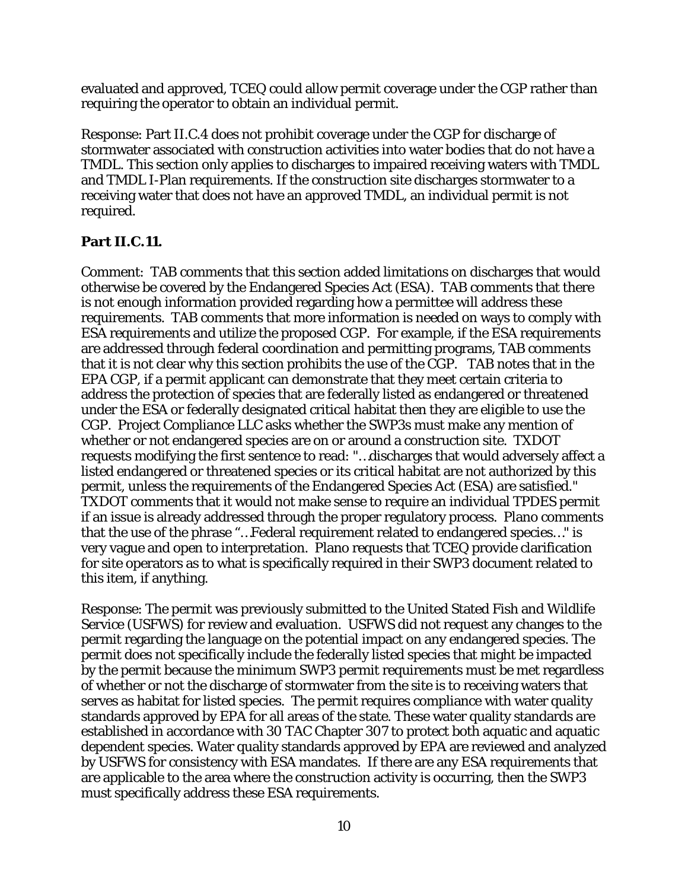evaluated and approved, TCEQ could allow permit coverage under the CGP rather than requiring the operator to obtain an individual permit.

Response: Part II.C.4 does not prohibit coverage under the CGP for discharge of stormwater associated with construction activities into water bodies that do not have a TMDL. This section only applies to discharges to impaired receiving waters with TMDL and TMDL I-Plan requirements. If the construction site discharges stormwater to a receiving water that does not have an approved TMDL, an individual permit is not required.

**Part II.C.11.**

Comment: TAB comments that this section added limitations on discharges that would otherwise be covered by the Endangered Species Act (ESA). TAB comments that there is not enough information provided regarding how a permittee will address these requirements. TAB comments that more information is needed on ways to comply with ESA requirements and utilize the proposed CGP. For example, if the ESA requirements are addressed through federal coordination and permitting programs, TAB comments that it is not clear why this section prohibits the use of the CGP. TAB notes that in the EPA CGP, if a permit applicant can demonstrate that they meet certain criteria to address the protection of species that are federally listed as endangered or threatened under the ESA or federally designated critical habitat then they are eligible to use the CGP. Project Compliance LLC asks whether the SWP3s must make any mention of whether or not endangered species are on or around a construction site. TXDOT requests modifying the first sentence to read: "…discharges that would adversely affect a listed endangered or threatened species or its critical habitat are not authorized by this permit, unless the requirements of the Endangered Species Act (ESA) are satisfied." TXDOT comments that it would not make sense to require an individual TPDES permit if an issue is already addressed through the proper regulatory process. Plano comments that the use of the phrase "…Federal requirement related to endangered species…" is very vague and open to interpretation. Plano requests that TCEQ provide clarification for site operators as to what is specifically required in their SWP3 document related to this item, if anything.

Response: The permit was previously submitted to the United Stated Fish and Wildlife Service (USFWS) for review and evaluation. USFWS did not request any changes to the permit regarding the language on the potential impact on any endangered species. The permit does not specifically include the federally listed species that might be impacted by the permit because the minimum SWP3 permit requirements must be met regardless of whether or not the discharge of stormwater from the site is to receiving waters that serves as habitat for listed species. The permit requires compliance with water quality standards approved by EPA for all areas of the state. These water quality standards are established in accordance with 30 TAC Chapter 307 to protect both aquatic and aquatic dependent species. Water quality standards approved by EPA are reviewed and analyzed by USFWS for consistency with ESA mandates. If there are any ESA requirements that are applicable to the area where the construction activity is occurring, then the SWP3 must specifically address these ESA requirements.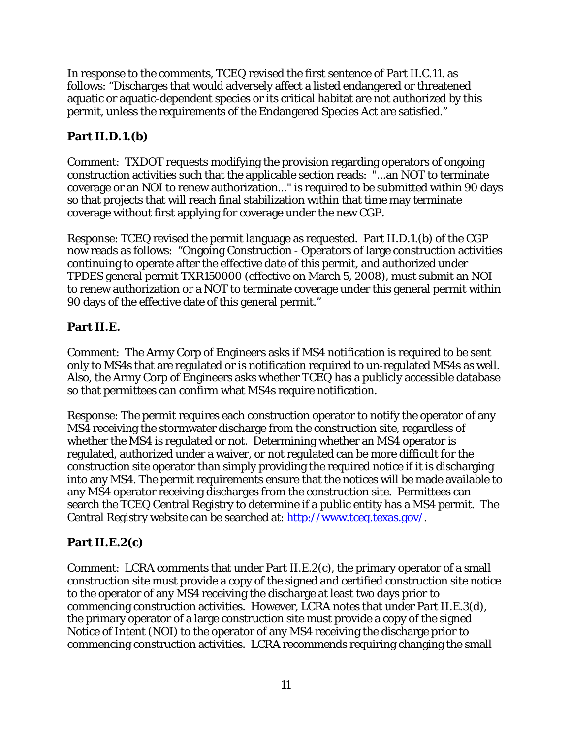In response to the comments, TCEQ revised the first sentence of Part II.C.11. as follows: "Discharges that would adversely affect a listed endangered or threatened aquatic or aquatic-dependent species or its critical habitat are not authorized by this permit, unless the requirements of the Endangered Species Act are satisfied."

### Part II.D.1.(b)

Comment: TXDOT requests modifying the provision regarding operators of ongoing construction activities such that the applicable section reads: "...an NOT to terminate coverage or an NOI to renew authorization..." is required to be submitted within 90 days so that projects that will reach final stabilization within that time may terminate coverage without first applying for coverage under the new CGP.

Response: TCEQ revised the permit language as requested. Part II.D.1.(b) of the CGP now reads as follows: "Ongoing Construction - Operators of large construction activities continuing to operate after the effective date of this permit, and authorized under TPDES general permit TXR150000 (effective on March 5, 2008), must submit an NOI to renew authorization or a NOT to terminate coverage under this general permit within 90 days of the effective date of this general permit."

### Part II.E.

Comment: The Army Corp of Engineers asks if MS4 notification is required to be sent only to MS4s that are regulated or is notification required to un-regulated MS4s as well. Also, the Army Corp of Engineers asks whether TCEQ has a publicly accessible database so that permittees can confirm what MS4s require notification.

Response: The permit requires each construction operator to notify the operator of any MS4 receiving the stormwater discharge from the construction site, regardless of whether the MS4 is regulated or not. Determining whether an MS4 operator is regulated, authorized under a waiver, or not regulated can be more difficult for the construction site operator than simply providing the required notice if it is discharging into any MS4. The permit requirements ensure that the notices will be made available to any MS4 operator receiving discharges from the construction site. Permittees can search the TCEQ Central Registry to determine if a public entity has a MS4 permit. The Central Registry website can be searched at: http://www.tceq.texas.gov/.

### Part II.E.2(c)

Comment: LCRA comments that under Part II.E.2(c), the primary operator of a small construction site must provide a copy of the signed and certified construction site notice to the operator of any MS4 receiving the discharge at least two days prior to commencing construction activities. However, LCRA notes that under Part II.E.3(d), the primary operator of a large construction site must provide a copy of the signed Notice of Intent (NOI) to the operator of any MS4 receiving the discharge prior to commencing construction activities. LCRA recommends requiring changing the small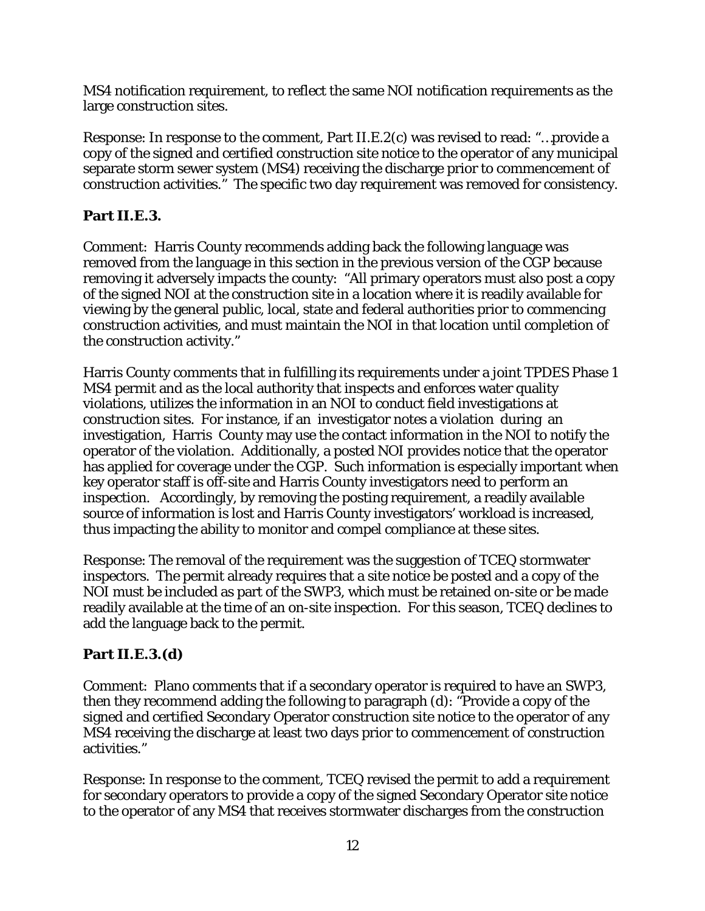MS4 notification requirement, to reflect the same NOI notification requirements as the large construction sites.

Response: In response to the comment, Part II.E.2(c) was revised to read: "…provide a copy of the signed and certified construction site notice to the operator of any municipal separate storm sewer system (MS4) receiving the discharge prior to commencement of construction activities." The specific two day requirement was removed for consistency.

**Part II.E.3.**

Comment: Harris County recommends adding back the following language was removed from the language in this section in the previous version of the CGP because removing it adversely impacts the county: "All primary operators must also post a copy of the signed NOI at the construction site in a location where it is readily available for viewing by the general public, local, state and federal authorities prior to commencing construction activities, and must maintain the NOI in that location until completion of the construction activity."

Harris County comments that in fulfilling its requirements under a joint TPDES Phase 1 MS4 permit and as the local authority that inspects and enforces water quality violations, utilizes the information in an NOI to conduct field investigations at construction sites. For instance, if an investigator notes a violation during an investigation, Harris County may use the contact information in the NOI to notify the operator of the violation. Additionally, a posted NOI provides notice that the operator has applied for coverage under the CGP. Such information is especially important when key operator staff is off-site and Harris County investigators need to perform an inspection. Accordingly, by removing the posting requirement, a readily available source of information is lost and Harris County investigators' workload is increased, thus impacting the ability to monitor and compel compliance at these sites.

Response: The removal of the requirement was the suggestion of TCEQ stormwater inspectors. The permit already requires that a site notice be posted and a copy of the NOI must be included as part of the SWP3, which must be retained on-site or be made readily available at the time of an on-site inspection. For this season, TCEQ declines to add the language back to the permit.

**Part II.E.3.(d)**

Comment: Plano comments that if a secondary operator is required to have an SWP3, then they recommend adding the following to paragraph (d): "Provide a copy of the signed and certified Secondary Operator construction site notice to the operator of any MS4 receiving the discharge at least two days prior to commencement of construction activities."

Response: In response to the comment, TCEQ revised the permit to add a requirement for secondary operators to provide a copy of the signed Secondary Operator site notice to the operator of any MS4 that receives stormwater discharges from the construction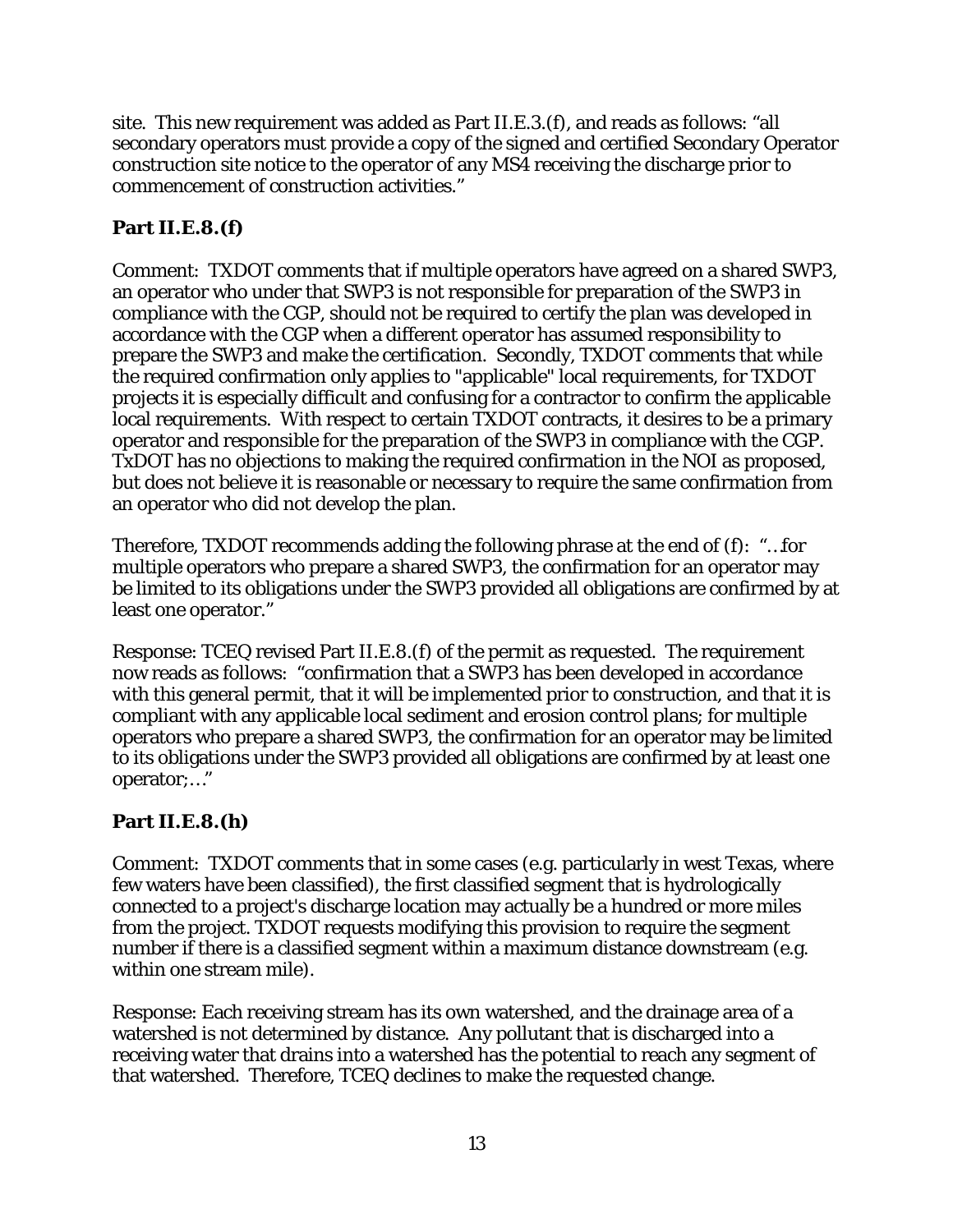site. This new requirement was added as Part II.E.3.(f), and reads as follows: "all secondary operators must provide a copy of the signed and certified Secondary Operator construction site notice to the operator of any MS4 receiving the discharge prior to commencement of construction activities."

### Part II.E.8.(f)

Comment: TXDOT comments that if multiple operators have agreed on a shared SWP3, an operator who under that SWP3 is not responsible for preparation of the SWP3 in compliance with the CGP, should not be required to certify the plan was developed in accordance with the CGP when a different operator has assumed responsibility to prepare the SWP3 and make the certification. Secondly, TXDOT comments that while the required confirmation only applies to "applicable" local requirements, for TXDOT projects it is especially difficult and confusing for a contractor to confirm the applicable local requirements. With respect to certain TXDOT contracts, it desires to be a primary operator and responsible for the preparation of the SWP3 in compliance with the CGP. TxDOT has no objections to making the required confirmation in the NOI as proposed, but does not believe it is reasonable or necessary to require the same confirmation from an operator who did not develop the plan.

Therefore, TXDOT recommends adding the following phrase at the end of (f): "…for multiple operators who prepare a shared SWP3, the confirmation for an operator may be limited to its obligations under the SWP3 provided all obligations are confirmed by at least one operator."

Response: TCEQ revised Part II.E.8.(f) of the permit as requested. The requirement now reads as follows: "confirmation that a SWP3 has been developed in accordance with this general permit, that it will be implemented prior to construction, and that it is compliant with any applicable local sediment and erosion control plans; for multiple operators who prepare a shared SWP3, the confirmation for an operator may be limited to its obligations under the SWP3 provided all obligations are confirmed by at least one operator;…"

### Part II.E.8.(h)

Comment: TXDOT comments that in some cases (e.g. particularly in west Texas, where few waters have been classified), the first classified segment that is hydrologically connected to a project's discharge location may actually be a hundred or more miles from the project. TXDOT requests modifying this provision to require the segment number if there is a classified segment within a maximum distance downstream (e.g. within one stream mile).

Response: Each receiving stream has its own watershed, and the drainage area of a watershed is not determined by distance. Any pollutant that is discharged into a receiving water that drains into a watershed has the potential to reach any segment of that watershed. Therefore, TCEQ declines to make the requested change.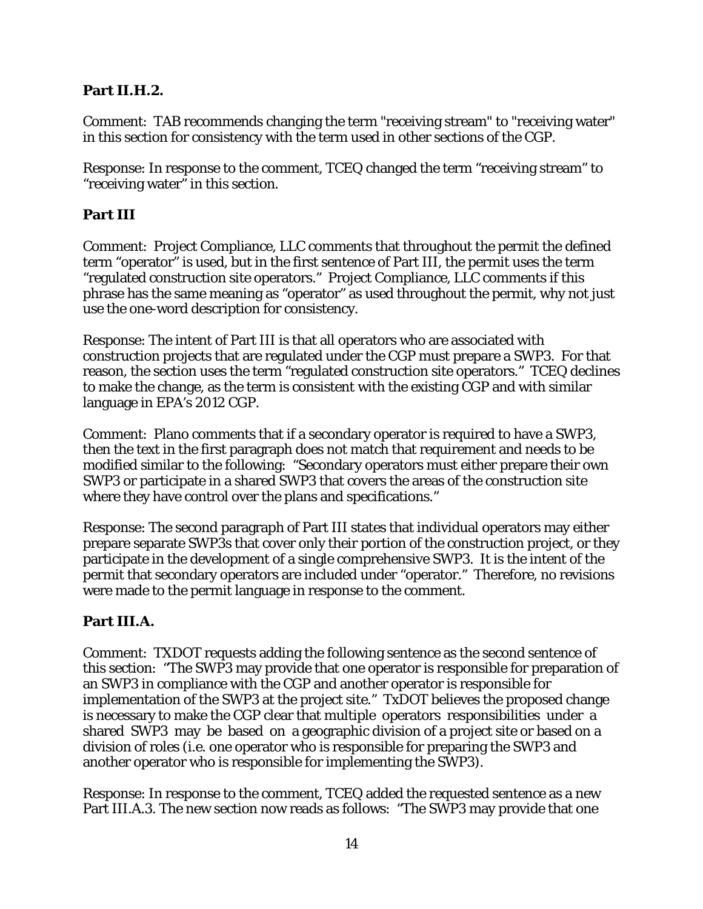**Part II.H.2.**

Comment: TAB recommends changing the term "receiving stream" to "receiving water" in this section for consistency with the term used in other sections of the CGP.

Response: In response to the comment, TCEQ changed the term "receiving stream" to "receiving water" in this section.

**Part III**

Comment: Project Compliance, LLC comments that throughout the permit the defined term "operator" is used, but in the first sentence of Part III, the permit uses the term "regulated construction site operators." Project Compliance, LLC comments if this phrase has the same meaning as "operator" as used throughout the permit, why not just use the one-word description for consistency.

Response: The intent of Part III is that all operators who are associated with construction projects that are regulated under the CGP must prepare a SWP3. For that reason, the section uses the term "regulated construction site operators." TCEQ declines to make the change, as the term is consistent with the existing CGP and with similar language in EPA's 2012 CGP.

Comment: Plano comments that if a secondary operator is required to have a SWP3, then the text in the first paragraph does not match that requirement and needs to be modified similar to the following: "Secondary operators must either prepare their own SWP3 or participate in a shared SWP3 that covers the areas of the construction site where they have control over the plans and specifications."

Response: The second paragraph of Part III states that individual operators may either prepare separate SWP3s that cover only their portion of the construction project, or they participate in the development of a single comprehensive SWP3. It is the intent of the permit that secondary operators are included under "operator." Therefore, no revisions were made to the permit language in response to the comment.

**Part III.A.**

Comment: TXDOT requests adding the following sentence as the second sentence of this section: "The SWP3 may provide that one operator is responsible for preparation of an SWP3 in compliance with the CGP and another operator is responsible for implementation of the SWP3 at the project site." TxDOT believes the proposed change is necessary to make the CGP clear that multiple operators responsibilities under a shared SWP3 may be based on a geographic division of a project site or based on a division of roles (i.e. one operator who is responsible for preparing the SWP3 and another operator who is responsible for implementing the SWP3).

Response: In response to the comment, TCEQ added the requested sentence as a new Part III.A.3. The new section now reads as follows: "The SWP3 may provide that one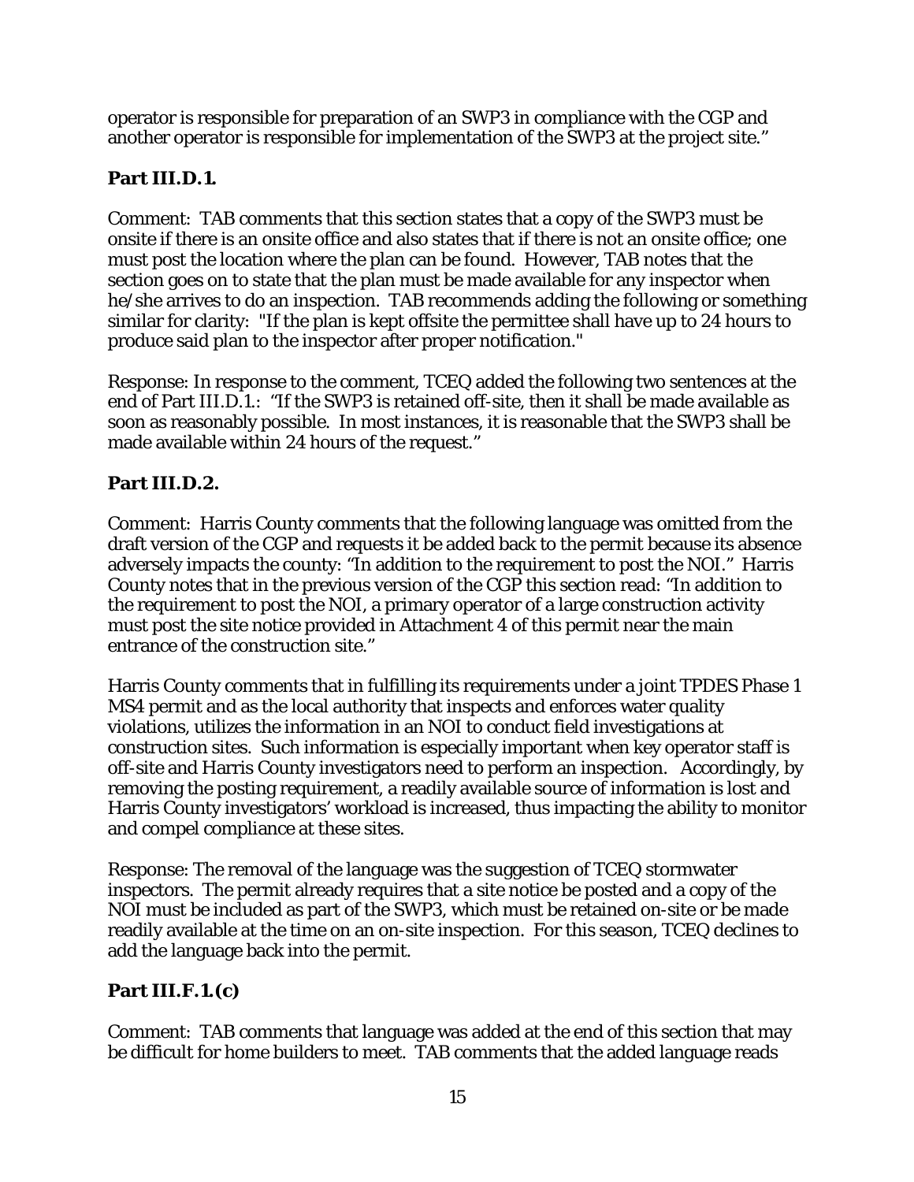operator is responsible for preparation of an SWP3 in compliance with the CGP and another operator is responsible for implementation of the SWP3 at the project site."

## Part III.D.1.

Comment: TAB comments that this section states that a copy of the SWP3 must be onsite if there is an onsite office and also states that if there is not an onsite office; one must post the location where the plan can be found. However, TAB notes that the section goes on to state that the plan must be made available for any inspector when he/she arrives to do an inspection. TAB recommends adding the following or something similar for clarity: "If the plan is kept offsite the permittee shall have up to 24 hours to produce said plan to the inspector after proper notification."

Response: In response to the comment, TCEQ added the following two sentences at the end of Part III.D.1.: "If the SWP3 is retained off-site, then it shall be made available as soon as reasonably possible. In most instances, it is reasonable that the SWP3 shall be made available within 24 hours of the request."

## Part III.D.2.

Comment: Harris County comments that the following language was omitted from the draft version of the CGP and requests it be added back to the permit because its absence adversely impacts the county: "In addition to the requirement to post the NOI." Harris County notes that in the previous version of the CGP this section read: "In addition to the requirement to post the NOI, a primary operator of a large construction activity must post the site notice provided in Attachment 4 of this permit near the main entrance of the construction site."

Harris County comments that in fulfilling its requirements under a joint TPDES Phase 1 MS4 permit and as the local authority that inspects and enforces water quality violations, utilizes the information in an NOI to conduct field investigations at construction sites. Such information is especially important when key operator staff is off-site and Harris County investigators need to perform an inspection. Accordingly, by removing the posting requirement, a readily available source of information is lost and Harris County investigators' workload is increased, thus impacting the ability to monitor and compel compliance at these sites.

Response: The removal of the language was the suggestion of TCEQ stormwater inspectors. The permit already requires that a site notice be posted and a copy of the NOI must be included as part of the SWP3, which must be retained on-site or be made readily available at the time on an on-site inspection. For this season, TCEQ declines to add the language back into the permit.

## Part III.F.1.(c)

Comment: TAB comments that language was added at the end of this section that may be difficult for home builders to meet. TAB comments that the added language reads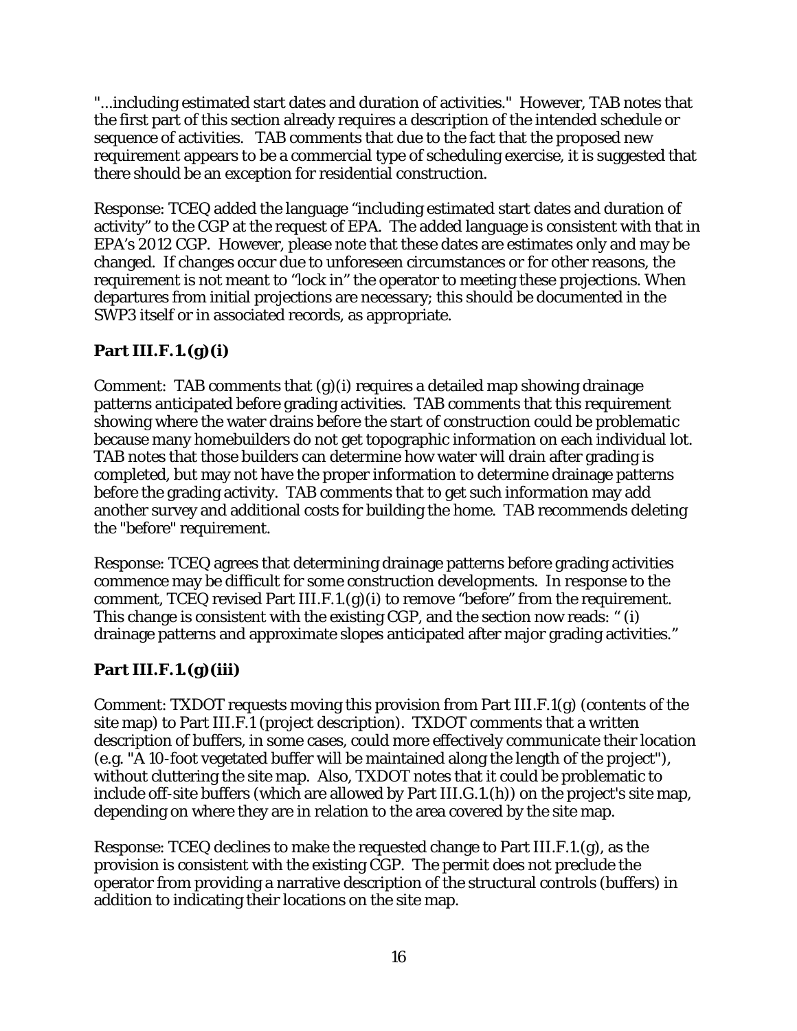"...including estimated start dates and duration of activities." However, TAB notes that the first part of this section already requires a description of the intended schedule or sequence of activities. TAB comments that due to the fact that the proposed new requirement appears to be a commercial type of scheduling exercise, it is suggested that there should be an exception for residential construction.

Response: TCEQ added the language "including estimated start dates and duration of activity" to the CGP at the request of EPA. The added language is consistent with that in EPA's 2012 CGP. However, please note that these dates are estimates only and may be changed. If changes occur due to unforeseen circumstances or for other reasons, the requirement is not meant to "lock in" the operator to meeting these projections. When departures from initial projections are necessary; this should be documented in the SWP3 itself or in associated records, as appropriate.

**Part III.F.1.(g)(i)**

Comment: TAB comments that (g)(i) requires a detailed map showing drainage patterns anticipated before grading activities. TAB comments that this requirement showing where the water drains before the start of construction could be problematic because many homebuilders do not get topographic information on each individual lot. TAB notes that those builders can determine how water will drain after grading is completed, but may not have the proper information to determine drainage patterns before the grading activity. TAB comments that to get such information may add another survey and additional costs for building the home. TAB recommends deleting the "before" requirement.

Response: TCEQ agrees that determining drainage patterns before grading activities commence may be difficult for some construction developments. In response to the comment, TCEQ revised Part III.F.1.(g)(i) to remove "before" from the requirement. This change is consistent with the existing CGP, and the section now reads: " (i) drainage patterns and approximate slopes anticipated after major grading activities."

**Part III.F.1.(g)(iii)**

Comment: TXDOT requests moving this provision from Part III.F.1(g) (contents of the site map) to Part III.F.1 (project description). TXDOT comments that a written description of buffers, in some cases, could more effectively communicate their location (e.g. "A 10-foot vegetated buffer will be maintained along the length of the project"), without cluttering the site map. Also, TXDOT notes that it could be problematic to include off-site buffers (which are allowed by Part III.G.1.(h)) on the project's site map, depending on where they are in relation to the area covered by the site map.

Response: TCEQ declines to make the requested change to Part III.F.1.(g), as the provision is consistent with the existing CGP. The permit does not preclude the operator from providing a narrative description of the structural controls (buffers) in addition to indicating their locations on the site map.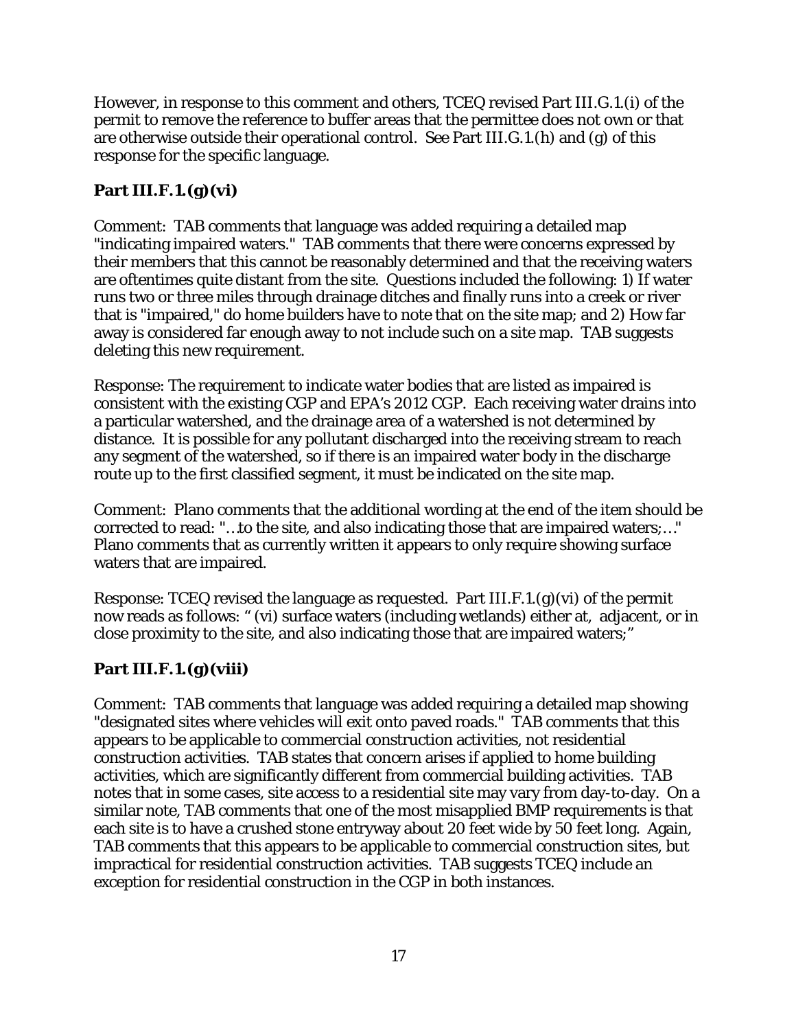However, in response to this comment and others, TCEQ revised Part III.G.1.(i) of the permit to remove the reference to buffer areas that the permittee does not own or that are otherwise outside their operational control. See Part III.G.1.(h) and (g) of this response for the specific language.

### Part III.F.1.(g)(vi)

Comment: TAB comments that language was added requiring a detailed map "indicating impaired waters." TAB comments that there were concerns expressed by their members that this cannot be reasonably determined and that the receiving waters are oftentimes quite distant from the site. Questions included the following: 1) If water runs two or three miles through drainage ditches and finally runs into a creek or river that is "impaired," do home builders have to note that on the site map; and 2) How far away is considered far enough away to not include such on a site map. TAB suggests deleting this new requirement.

Response: The requirement to indicate water bodies that are listed as impaired is consistent with the existing CGP and EPA's 2012 CGP. Each receiving water drains into a particular watershed, and the drainage area of a watershed is not determined by distance. It is possible for any pollutant discharged into the receiving stream to reach any segment of the watershed, so if there is an impaired water body in the discharge route up to the first classified segment, it must be indicated on the site map.

Comment: Plano comments that the additional wording at the end of the item should be corrected to read: "…to the site, and also indicating those that are impaired waters;…" Plano comments that as currently written it appears to only require showing surface waters that are impaired.

Response: TCEQ revised the language as requested. Part III.F.1.(g)(vi) of the permit now reads as follows: " (vi) surface waters (including wetlands) either at, adjacent, or in close proximity to the site, and also indicating those that are impaired waters;"

### Part III.F.1.(g)(viii)

Comment: TAB comments that language was added requiring a detailed map showing "designated sites where vehicles will exit onto paved roads." TAB comments that this appears to be applicable to commercial construction activities, not residential construction activities. TAB states that concern arises if applied to home building activities, which are significantly different from commercial building activities. TAB notes that in some cases, site access to a residential site may vary from day-to-day. On a similar note, TAB comments that one of the most misapplied BMP requirements is that each site is to have a crushed stone entryway about 20 feet wide by 50 feet long. Again, TAB comments that this appears to be applicable to commercial construction sites, but impractical for residential construction activities. TAB suggests TCEQ include an exception for residential construction in the CGP in both instances.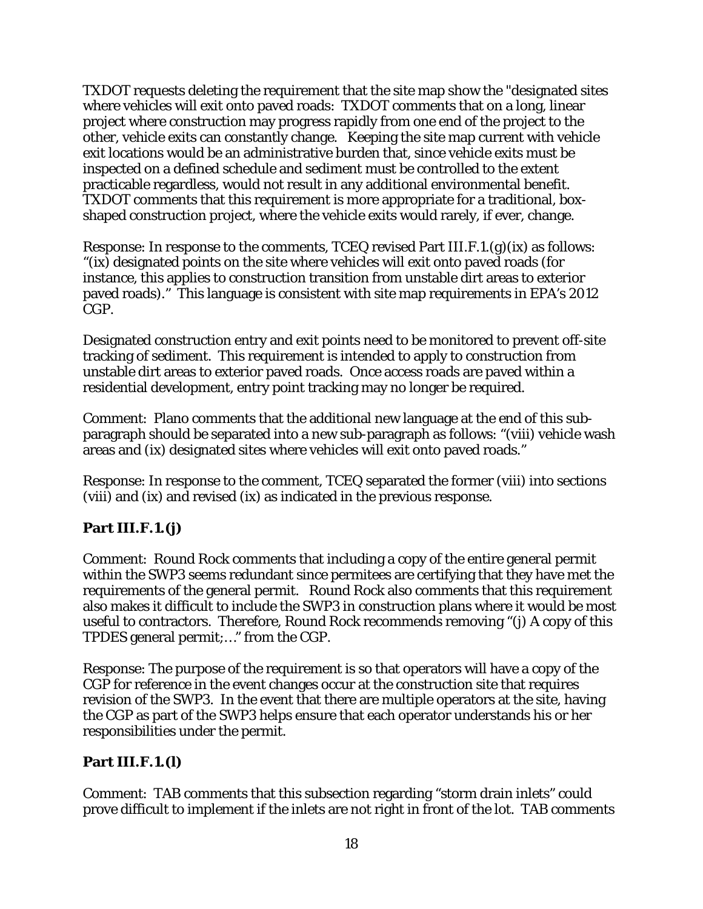TXDOT requests deleting the requirement that the site map show the "designated sites where vehicles will exit onto paved roads: TXDOT comments that on a long, linear project where construction may progress rapidly from one end of the project to the other, vehicle exits can constantly change. Keeping the site map current with vehicle exit locations would be an administrative burden that, since vehicle exits must be inspected on a defined schedule and sediment must be controlled to the extent practicable regardless, would not result in any additional environmental benefit. TXDOT comments that this requirement is more appropriate for a traditional, box-shaped construction project, where the vehicle exits would rarely, if ever, change.

Response: In response to the comments, TCEQ revised Part III.F.1.(g)(ix) as follows: "(ix) designated points on the site where vehicles will exit onto paved roads (for instance, this applies to construction transition from unstable dirt areas to exterior paved roads)." This language is consistent with site map requirements in EPA's 2012 CGP.

Designated construction entry and exit points need to be monitored to prevent off-site tracking of sediment. This requirement is intended to apply to construction from unstable dirt areas to exterior paved roads. Once access roads are paved within a residential development, entry point tracking may no longer be required.

Comment: Plano comments that the additional new language at the end of this sub-paragraph should be separated into a new sub-paragraph as follows: "(viii) vehicle wash areas and (ix) designated sites where vehicles will exit onto paved roads."

Response: In response to the comment, TCEQ separated the former (viii) into sections (viii) and (ix) and revised (ix) as indicated in the previous response.

### Part III.F.1.(j)

Comment: Round Rock comments that including a copy of the entire general permit within the SWP3 seems redundant since permitees are certifying that they have met the requirements of the general permit. Round Rock also comments that this requirement also makes it difficult to include the SWP3 in construction plans where it would be most useful to contractors. Therefore, Round Rock recommends removing "(j) A copy of this TPDES general permit;…" from the CGP.

Response: The purpose of the requirement is so that operators will have a copy of the CGP for reference in the event changes occur at the construction site that requires revision of the SWP3. In the event that there are multiple operators at the site, having the CGP as part of the SWP3 helps ensure that each operator understands his or her responsibilities under the permit.

### Part III.F.1.(l)

Comment: TAB comments that this subsection regarding "storm drain inlets" could prove difficult to implement if the inlets are not right in front of the lot. TAB comments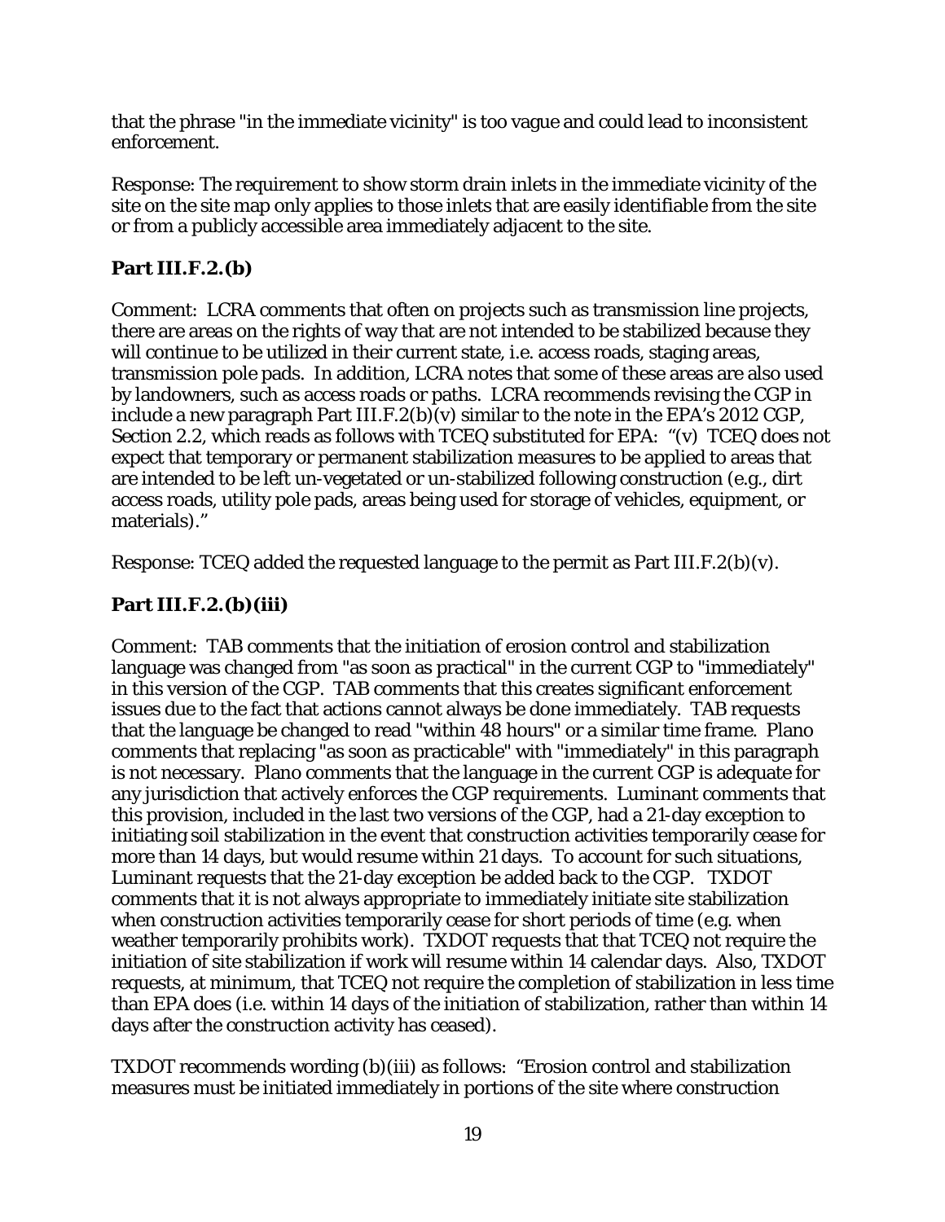that the phrase "in the immediate vicinity" is too vague and could lead to inconsistent enforcement.

Response: The requirement to show storm drain inlets in the immediate vicinity of the site on the site map only applies to those inlets that are easily identifiable from the site or from a publicly accessible area immediately adjacent to the site.

### Part III.F.2.(b)

Comment: LCRA comments that often on projects such as transmission line projects, there are areas on the rights of way that are not intended to be stabilized because they will continue to be utilized in their current state, i.e. access roads, staging areas, transmission pole pads. In addition, LCRA notes that some of these areas are also used by landowners, such as access roads or paths. LCRA recommends revising the CGP in include a new paragraph Part III.F.2(b)(v) similar to the note in the EPA's 2012 CGP, Section 2.2, which reads as follows with TCEQ substituted for EPA: "(v) TCEQ does not expect that temporary or permanent stabilization measures to be applied to areas that are intended to be left un-vegetated or un-stabilized following construction (e.g., dirt access roads, utility pole pads, areas being used for storage of vehicles, equipment, or materials)."

Response: TCEQ added the requested language to the permit as Part III.F.2(b)(v).

### Part III.F.2.(b)(iii)

Comment: TAB comments that the initiation of erosion control and stabilization language was changed from "as soon as practical" in the current CGP to "immediately" in this version of the CGP. TAB comments that this creates significant enforcement issues due to the fact that actions cannot always be done immediately. TAB requests that the language be changed to read "within 48 hours" or a similar time frame. Plano comments that replacing "as soon as practicable" with "immediately" in this paragraph is not necessary. Plano comments that the language in the current CGP is adequate for any jurisdiction that actively enforces the CGP requirements. Luminant comments that this provision, included in the last two versions of the CGP, had a 21-day exception to initiating soil stabilization in the event that construction activities temporarily cease for more than 14 days, but would resume within 21 days. To account for such situations, Luminant requests that the 21-day exception be added back to the CGP. TXDOT comments that it is not always appropriate to immediately initiate site stabilization when construction activities temporarily cease for short periods of time (e.g. when weather temporarily prohibits work). TXDOT requests that that TCEQ not require the initiation of site stabilization if work will resume within 14 calendar days. Also, TXDOT requests, at minimum, that TCEQ not require the completion of stabilization in less time than EPA does (i.e. within 14 days of the initiation of stabilization, rather than within 14 days after the construction activity has ceased).

TXDOT recommends wording (b)(iii) as follows: "Erosion control and stabilization measures must be initiated immediately in portions of the site where construction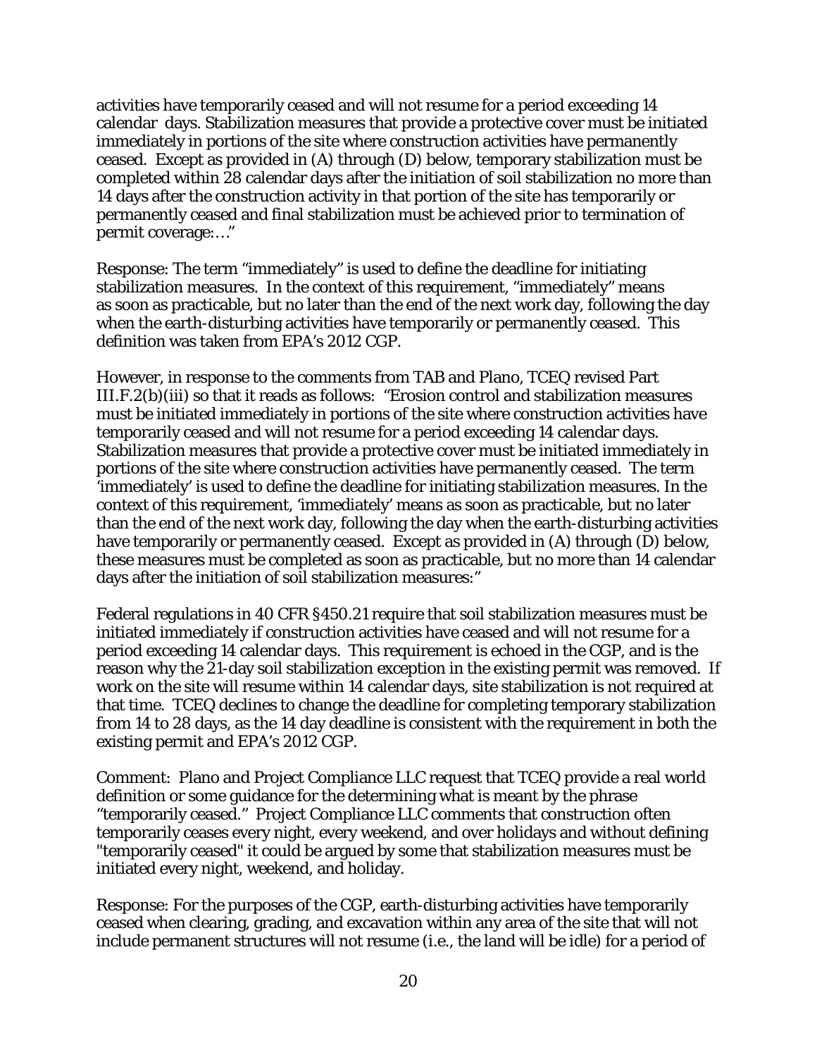activities have temporarily ceased and will not resume for a period exceeding 14 calendar days. Stabilization measures that provide a protective cover must be initiated immediately in portions of the site where construction activities have permanently ceased. Except as provided in (A) through (D) below, temporary stabilization must be completed within 28 calendar days after the initiation of soil stabilization no more than 14 days after the construction activity in that portion of the site has temporarily or permanently ceased and final stabilization must be achieved prior to termination of permit coverage:…"

Response: The term "immediately" is used to define the deadline for initiating stabilization measures. In the context of this requirement, "immediately" means as soon as practicable, but no later than the end of the next work day, following the day when the earth-disturbing activities have temporarily or permanently ceased. This definition was taken from EPA's 2012 CGP.

However, in response to the comments from TAB and Plano, TCEQ revised Part III.F.2(b)(iii) so that it reads as follows: "Erosion control and stabilization measures must be initiated immediately in portions of the site where construction activities have temporarily ceased and will not resume for a period exceeding 14 calendar days. Stabilization measures that provide a protective cover must be initiated immediately in portions of the site where construction activities have permanently ceased. The term 'immediately' is used to define the deadline for initiating stabilization measures. In the context of this requirement, 'immediately' means as soon as practicable, but no later than the end of the next work day, following the day when the earth-disturbing activities have temporarily or permanently ceased. Except as provided in (A) through (D) below, these measures must be completed as soon as practicable, but no more than 14 calendar days after the initiation of soil stabilization measures:"

Federal regulations in 40 CFR §450.21 require that soil stabilization measures must be initiated immediately if construction activities have ceased and will not resume for a period exceeding 14 calendar days. This requirement is echoed in the CGP, and is the reason why the 21-day soil stabilization exception in the existing permit was removed. If work on the site will resume within 14 calendar days, site stabilization is not required at that time. TCEQ declines to change the deadline for completing temporary stabilization from 14 to 28 days, as the 14 day deadline is consistent with the requirement in both the existing permit and EPA's 2012 CGP.

Comment: Plano and Project Compliance LLC request that TCEQ provide a real world definition or some guidance for the determining what is meant by the phrase "temporarily ceased." Project Compliance LLC comments that construction often temporarily ceases every night, every weekend, and over holidays and without defining "temporarily ceased" it could be argued by some that stabilization measures must be initiated every night, weekend, and holiday.

Response: For the purposes of the CGP, earth-disturbing activities have temporarily ceased when clearing, grading, and excavation within any area of the site that will not include permanent structures will not resume (i.e., the land will be idle) for a period of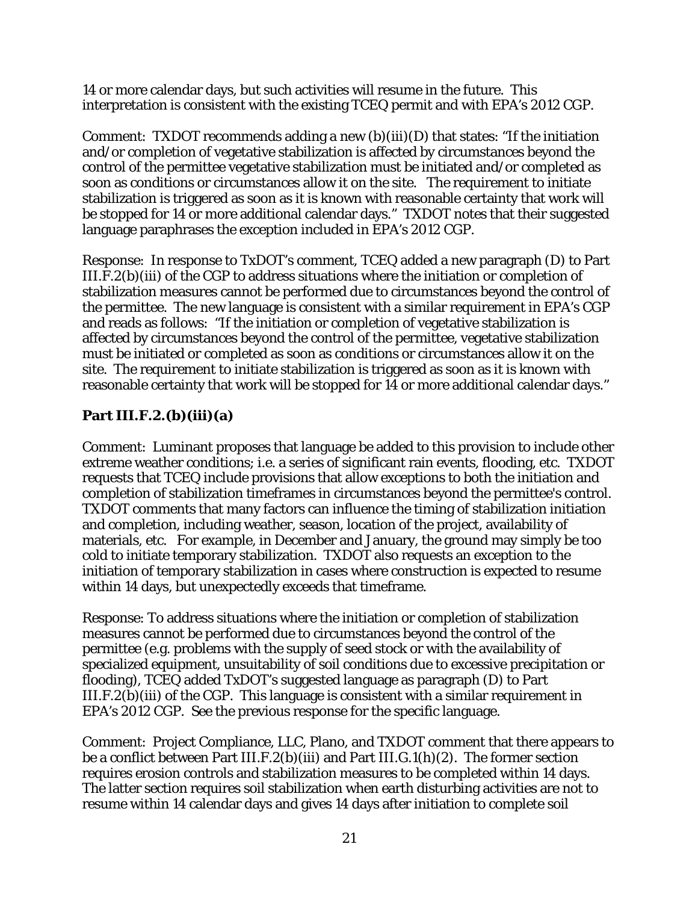14 or more calendar days, but such activities will resume in the future. This interpretation is consistent with the existing TCEQ permit and with EPA's 2012 CGP.

Comment: TXDOT recommends adding a new (b)(iii)(D) that states: "If the initiation and/or completion of vegetative stabilization is affected by circumstances beyond the control of the permittee vegetative stabilization must be initiated and/or completed as soon as conditions or circumstances allow it on the site. The requirement to initiate stabilization is triggered as soon as it is known with reasonable certainty that work will be stopped for 14 or more additional calendar days." TXDOT notes that their suggested language paraphrases the exception included in EPA's 2012 CGP.

Response: In response to TxDOT's comment, TCEQ added a new paragraph (D) to Part III.F.2(b)(iii) of the CGP to address situations where the initiation or completion of stabilization measures cannot be performed due to circumstances beyond the control of the permittee. The new language is consistent with a similar requirement in EPA's CGP and reads as follows: "If the initiation or completion of vegetative stabilization is affected by circumstances beyond the control of the permittee, vegetative stabilization must be initiated or completed as soon as conditions or circumstances allow it on the site. The requirement to initiate stabilization is triggered as soon as it is known with reasonable certainty that work will be stopped for 14 or more additional calendar days."

### Part III.F.2.(b)(iii)(a)

Comment: Luminant proposes that language be added to this provision to include other extreme weather conditions; i.e. a series of significant rain events, flooding, etc. TXDOT requests that TCEQ include provisions that allow exceptions to both the initiation and completion of stabilization timeframes in circumstances beyond the permittee's control. TXDOT comments that many factors can influence the timing of stabilization initiation and completion, including weather, season, location of the project, availability of materials, etc. For example, in December and January, the ground may simply be too cold to initiate temporary stabilization. TXDOT also requests an exception to the initiation of temporary stabilization in cases where construction is expected to resume within 14 days, but unexpectedly exceeds that timeframe.

Response: To address situations where the initiation or completion of stabilization measures cannot be performed due to circumstances beyond the control of the permittee (e.g. problems with the supply of seed stock or with the availability of specialized equipment, unsuitability of soil conditions due to excessive precipitation or flooding), TCEQ added TxDOT's suggested language as paragraph (D) to Part III.F.2(b)(iii) of the CGP. This language is consistent with a similar requirement in EPA's 2012 CGP. See the previous response for the specific language.

Comment: Project Compliance, LLC, Plano, and TXDOT comment that there appears to be a conflict between Part III.F.2(b)(iii) and Part III.G.1(h)(2). The former section requires erosion controls and stabilization measures to be completed within 14 days. The latter section requires soil stabilization when earth disturbing activities are not to resume within 14 calendar days and gives 14 days after initiation to complete soil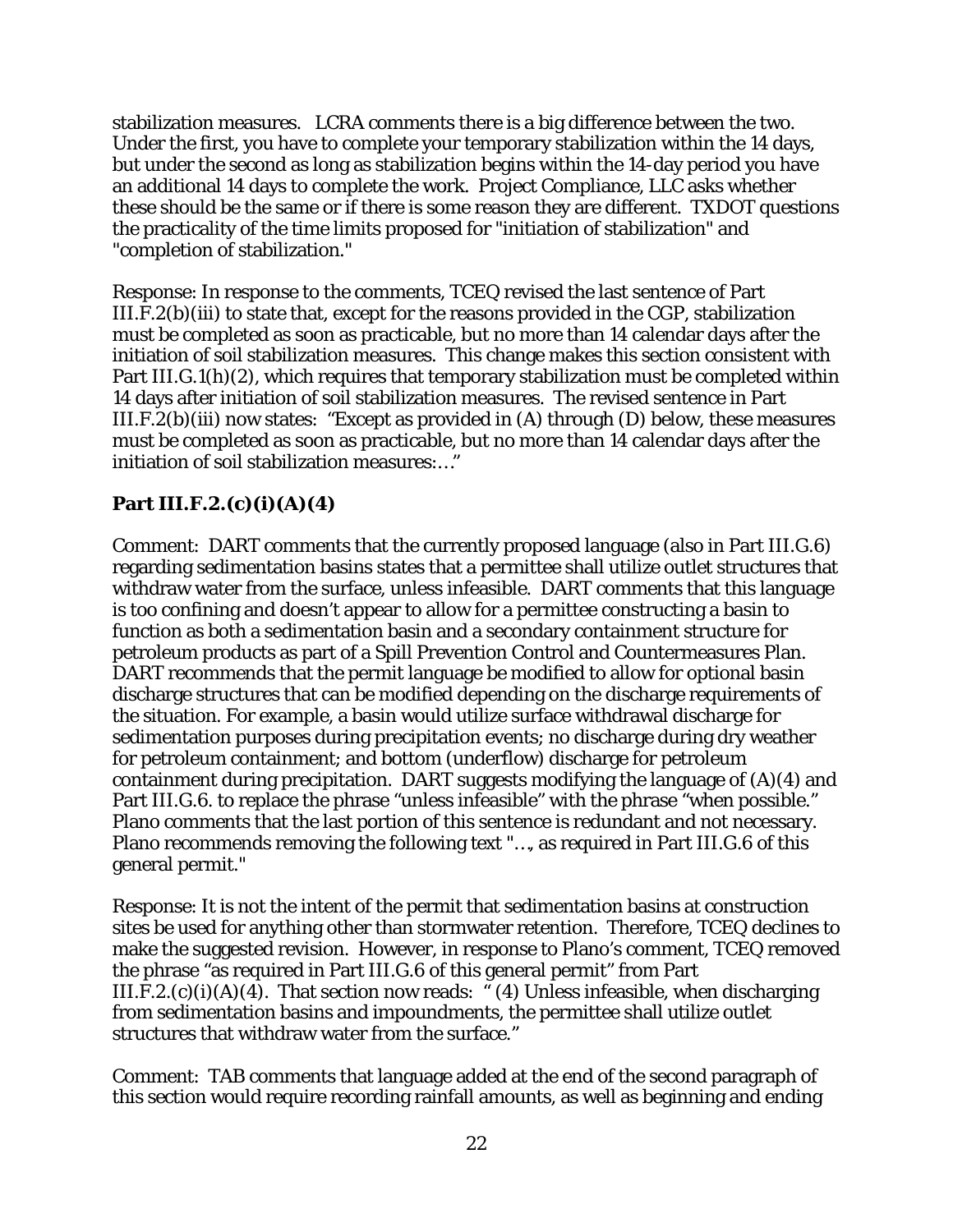stabilization measures. LCRA comments there is a big difference between the two. Under the first, you have to complete your temporary stabilization within the 14 days, but under the second as long as stabilization begins within the 14-day period you have an additional 14 days to complete the work. Project Compliance, LLC asks whether these should be the same or if there is some reason they are different. TXDOT questions the practicality of the time limits proposed for "initiation of stabilization" and "completion of stabilization."

Response: In response to the comments, TCEQ revised the last sentence of Part III.F.2(b)(iii) to state that, except for the reasons provided in the CGP, stabilization must be completed as soon as practicable, but no more than 14 calendar days after the initiation of soil stabilization measures. This change makes this section consistent with Part III.G.1(h)(2), which requires that temporary stabilization must be completed within 14 days after initiation of soil stabilization measures. The revised sentence in Part III.F.2(b)(iii) now states: "Except as provided in (A) through (D) below, these measures must be completed as soon as practicable, but no more than 14 calendar days after the initiation of soil stabilization measures:…"

### Part III.F.2.(c)(i)(A)(4)

Comment: DART comments that the currently proposed language (also in Part III.G.6) regarding sedimentation basins states that a permittee shall utilize outlet structures that withdraw water from the surface, unless infeasible. DART comments that this language is too confining and doesn't appear to allow for a permittee constructing a basin to function as both a sedimentation basin and a secondary containment structure for petroleum products as part of a Spill Prevention Control and Countermeasures Plan. DART recommends that the permit language be modified to allow for optional basin discharge structures that can be modified depending on the discharge requirements of the situation. For example, a basin would utilize surface withdrawal discharge for sedimentation purposes during precipitation events; no discharge during dry weather for petroleum containment; and bottom (underflow) discharge for petroleum containment during precipitation. DART suggests modifying the language of (A)(4) and Part III.G.6. to replace the phrase "unless infeasible" with the phrase "when possible." Plano comments that the last portion of this sentence is redundant and not necessary. Plano recommends removing the following text "…, as required in Part III.G.6 of this general permit."

Response: It is not the intent of the permit that sedimentation basins at construction sites be used for anything other than stormwater retention. Therefore, TCEQ declines to make the suggested revision. However, in response to Plano's comment, TCEQ removed the phrase "as required in Part III.G.6 of this general permit" from Part III.F.2.(c)(i)(A)(4). That section now reads: " (4) Unless infeasible, when discharging from sedimentation basins and impoundments, the permittee shall utilize outlet structures that withdraw water from the surface."

Comment: TAB comments that language added at the end of the second paragraph of this section would require recording rainfall amounts, as well as beginning and ending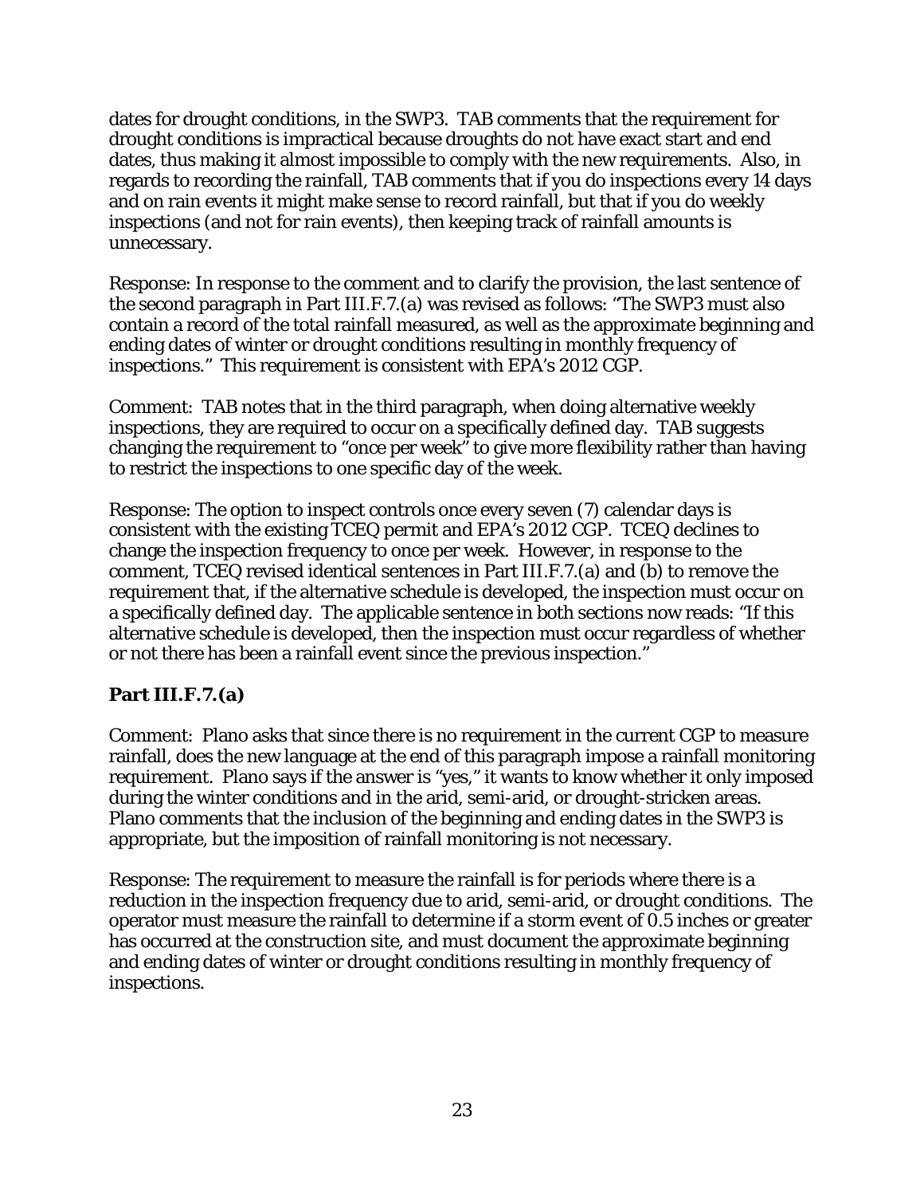dates for drought conditions, in the SWP3. TAB comments that the requirement for drought conditions is impractical because droughts do not have exact start and end dates, thus making it almost impossible to comply with the new requirements. Also, in regards to recording the rainfall, TAB comments that if you do inspections every 14 days and on rain events it might make sense to record rainfall, but that if you do weekly inspections (and not for rain events), then keeping track of rainfall amounts is unnecessary.

Response: In response to the comment and to clarify the provision, the last sentence of the second paragraph in Part III.F.7.(a) was revised as follows: "The SWP3 must also contain a record of the total rainfall measured, as well as the approximate beginning and ending dates of winter or drought conditions resulting in monthly frequency of inspections." This requirement is consistent with EPA's 2012 CGP.

Comment: TAB notes that in the third paragraph, when doing alternative weekly inspections, they are required to occur on a specifically defined day. TAB suggests changing the requirement to "once per week" to give more flexibility rather than having to restrict the inspections to one specific day of the week.

Response: The option to inspect controls once every seven (7) calendar days is consistent with the existing TCEQ permit and EPA's 2012 CGP. TCEQ declines to change the inspection frequency to once per week. However, in response to the comment, TCEQ revised identical sentences in Part III.F.7.(a) and (b) to remove the requirement that, if the alternative schedule is developed, the inspection must occur on a specifically defined day. The applicable sentence in both sections now reads: "If this alternative schedule is developed, then the inspection must occur regardless of whether or not there has been a rainfall event since the previous inspection."

### Part III.F.7.(a)

Comment: Plano asks that since there is no requirement in the current CGP to measure rainfall, does the new language at the end of this paragraph impose a rainfall monitoring requirement. Plano says if the answer is "yes," it wants to know whether it only imposed during the winter conditions and in the arid, semi-arid, or drought-stricken areas. Plano comments that the inclusion of the beginning and ending dates in the SWP3 is appropriate, but the imposition of rainfall monitoring is not necessary.

Response: The requirement to measure the rainfall is for periods where there is a reduction in the inspection frequency due to arid, semi-arid, or drought conditions. The operator must measure the rainfall to determine if a storm event of 0.5 inches or greater has occurred at the construction site, and must document the approximate beginning and ending dates of winter or drought conditions resulting in monthly frequency of inspections.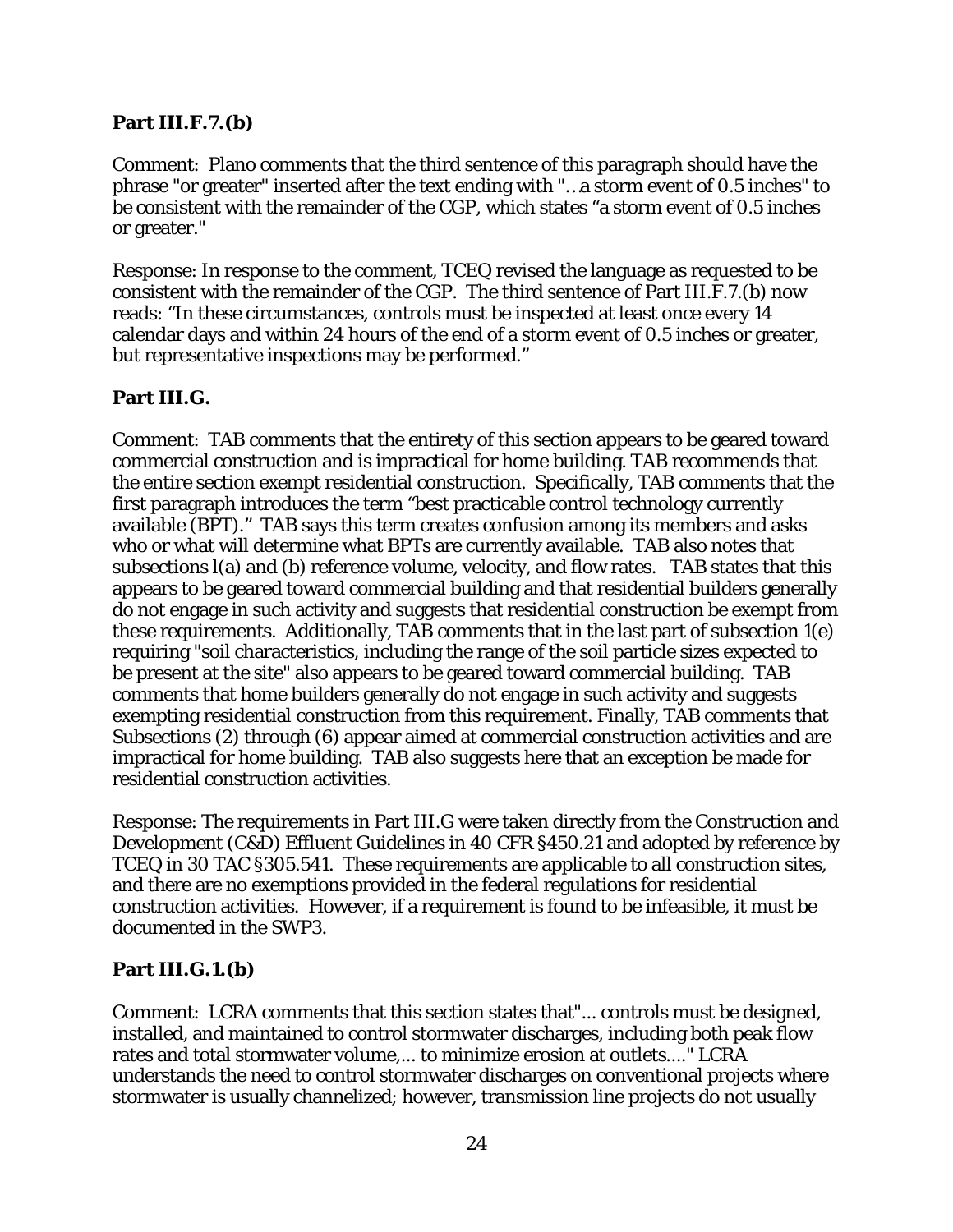### Part III.F.7.(b)

Comment: Plano comments that the third sentence of this paragraph should have the phrase "or greater" inserted after the text ending with "…a storm event of 0.5 inches" to be consistent with the remainder of the CGP, which states "a storm event of 0.5 inches or greater."

Response: In response to the comment, TCEQ revised the language as requested to be consistent with the remainder of the CGP. The third sentence of Part III.F.7.(b) now reads: "In these circumstances, controls must be inspected at least once every 14 calendar days and within 24 hours of the end of a storm event of 0.5 inches or greater, but representative inspections may be performed."

### Part III.G.

Comment: TAB comments that the entirety of this section appears to be geared toward commercial construction and is impractical for home building. TAB recommends that the entire section exempt residential construction. Specifically, TAB comments that the first paragraph introduces the term "best practicable control technology currently available (BPT)." TAB says this term creates confusion among its members and asks who or what will determine what BPTs are currently available. TAB also notes that subsections l(a) and (b) reference volume, velocity, and flow rates. TAB states that this appears to be geared toward commercial building and that residential builders generally do not engage in such activity and suggests that residential construction be exempt from these requirements. Additionally, TAB comments that in the last part of subsection 1(e) requiring "soil characteristics, including the range of the soil particle sizes expected to be present at the site" also appears to be geared toward commercial building. TAB comments that home builders generally do not engage in such activity and suggests exempting residential construction from this requirement. Finally, TAB comments that Subsections (2) through (6) appear aimed at commercial construction activities and are impractical for home building. TAB also suggests here that an exception be made for residential construction activities.

Response: The requirements in Part III.G were taken directly from the Construction and Development (C&D) Effluent Guidelines in 40 CFR §450.21 and adopted by reference by TCEQ in 30 TAC §305.541. These requirements are applicable to all construction sites, and there are no exemptions provided in the federal regulations for residential construction activities. However, if a requirement is found to be infeasible, it must be documented in the SWP3.

### Part III.G.1.(b)

Comment: LCRA comments that this section states that"... controls must be designed, installed, and maintained to control stormwater discharges, including both peak flow rates and total stormwater volume,... to minimize erosion at outlets...." LCRA understands the need to control stormwater discharges on conventional projects where stormwater is usually channelized; however, transmission line projects do not usually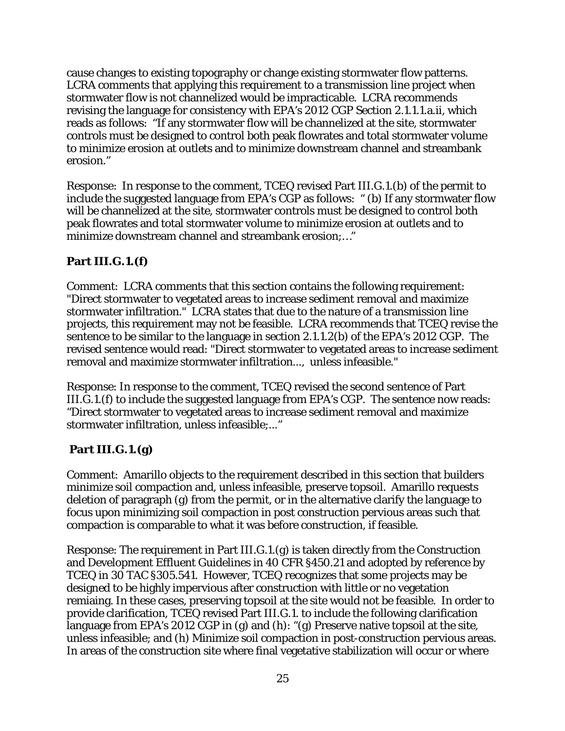cause changes to existing topography or change existing stormwater flow patterns. LCRA comments that applying this requirement to a transmission line project when stormwater flow is not channelized would be impracticable. LCRA recommends revising the language for consistency with EPA's 2012 CGP Section 2.1.1.1.a.ii, which reads as follows: "If any stormwater flow will be channelized at the site, stormwater controls must be designed to control both peak flowrates and total stormwater volume to minimize erosion at outlets and to minimize downstream channel and streambank erosion."

Response: In response to the comment, TCEQ revised Part III.G.1.(b) of the permit to include the suggested language from EPA's CGP as follows: " (b) If any stormwater flow will be channelized at the site, stormwater controls must be designed to control both peak flowrates and total stormwater volume to minimize erosion at outlets and to minimize downstream channel and streambank erosion;…"

### Part III.G.1.(f)

Comment: LCRA comments that this section contains the following requirement: "Direct stormwater to vegetated areas to increase sediment removal and maximize stormwater infiltration." LCRA states that due to the nature of a transmission line projects, this requirement may not be feasible. LCRA recommends that TCEQ revise the sentence to be similar to the language in section 2.1.1.2(b) of the EPA's 2012 CGP. The revised sentence would read: "Direct stormwater to vegetated areas to increase sediment removal and maximize stormwater infiltration..., unless infeasible."

Response: In response to the comment, TCEQ revised the second sentence of Part III.G.1.(f) to include the suggested language from EPA's CGP. The sentence now reads: "Direct stormwater to vegetated areas to increase sediment removal and maximize stormwater infiltration, unless infeasible;..."

### Part III.G.1.(g)

Comment: Amarillo objects to the requirement described in this section that builders minimize soil compaction and, unless infeasible, preserve topsoil. Amarillo requests deletion of paragraph (g) from the permit, or in the alternative clarify the language to focus upon minimizing soil compaction in post construction pervious areas such that compaction is comparable to what it was before construction, if feasible.

Response: The requirement in Part III.G.1.(g) is taken directly from the Construction and Development Effluent Guidelines in 40 CFR §450.21 and adopted by reference by TCEQ in 30 TAC §305.541. However, TCEQ recognizes that some projects may be designed to be highly impervious after construction with little or no vegetation remiaing. In these cases, preserving topsoil at the site would not be feasible. In order to provide clarification, TCEQ revised Part III.G.1. to include the following clarification language from EPA's 2012 CGP in (g) and (h): "(g) Preserve native topsoil at the site, unless infeasible; and (h) Minimize soil compaction in post-construction pervious areas. In areas of the construction site where final vegetative stabilization will occur or where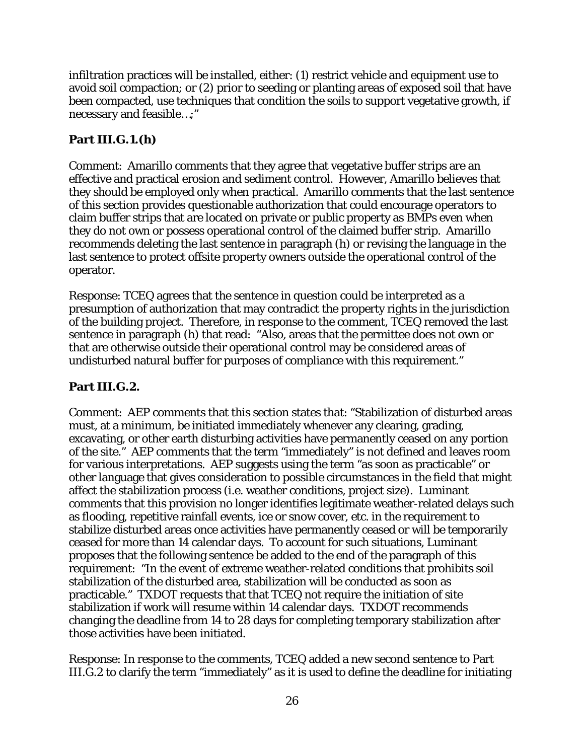infiltration practices will be installed, either: (1) restrict vehicle and equipment use to avoid soil compaction; or (2) prior to seeding or planting areas of exposed soil that have been compacted, use techniques that condition the soils to support vegetative growth, if necessary and feasible…;"

### Part III.G.1.(h)

Comment: Amarillo comments that they agree that vegetative buffer strips are an effective and practical erosion and sediment control. However, Amarillo believes that they should be employed only when practical. Amarillo comments that the last sentence of this section provides questionable authorization that could encourage operators to claim buffer strips that are located on private or public property as BMPs even when they do not own or possess operational control of the claimed buffer strip. Amarillo recommends deleting the last sentence in paragraph (h) or revising the language in the last sentence to protect offsite property owners outside the operational control of the operator.

Response: TCEQ agrees that the sentence in question could be interpreted as a presumption of authorization that may contradict the property rights in the jurisdiction of the building project. Therefore, in response to the comment, TCEQ removed the last sentence in paragraph (h) that read: "Also, areas that the permittee does not own or that are otherwise outside their operational control may be considered areas of undisturbed natural buffer for purposes of compliance with this requirement."

### Part III.G.2.

Comment: AEP comments that this section states that: "Stabilization of disturbed areas must, at a minimum, be initiated immediately whenever any clearing, grading, excavating, or other earth disturbing activities have permanently ceased on any portion of the site." AEP comments that the term "immediately" is not defined and leaves room for various interpretations. AEP suggests using the term "as soon as practicable" or other language that gives consideration to possible circumstances in the field that might affect the stabilization process (i.e. weather conditions, project size). Luminant comments that this provision no longer identifies legitimate weather-related delays such as flooding, repetitive rainfall events, ice or snow cover, etc. in the requirement to stabilize disturbed areas once activities have permanently ceased or will be temporarily ceased for more than 14 calendar days. To account for such situations, Luminant proposes that the following sentence be added to the end of the paragraph of this requirement: "In the event of extreme weather-related conditions that prohibits soil stabilization of the disturbed area, stabilization will be conducted as soon as practicable." TXDOT requests that that TCEQ not require the initiation of site stabilization if work will resume within 14 calendar days. TXDOT recommends changing the deadline from 14 to 28 days for completing temporary stabilization after those activities have been initiated.

Response: In response to the comments, TCEQ added a new second sentence to Part III.G.2 to clarify the term "immediately" as it is used to define the deadline for initiating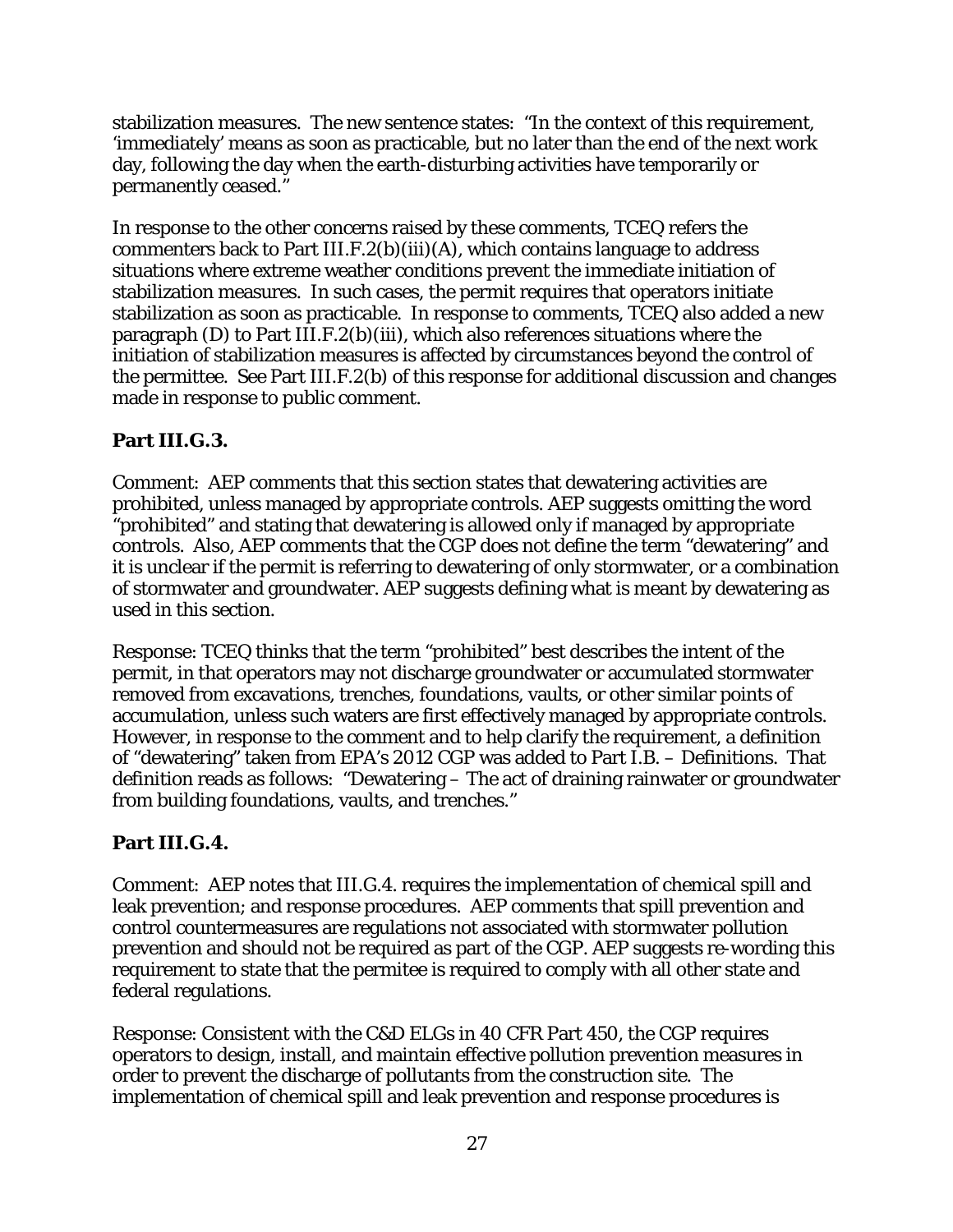stabilization measures. The new sentence states: "In the context of this requirement, 'immediately' means as soon as practicable, but no later than the end of the next work day, following the day when the earth-disturbing activities have temporarily or permanently ceased."

In response to the other concerns raised by these comments, TCEQ refers the commenters back to Part III.F.2(b)(iii)(A), which contains language to address situations where extreme weather conditions prevent the immediate initiation of stabilization measures. In such cases, the permit requires that operators initiate stabilization as soon as practicable. In response to comments, TCEQ also added a new paragraph (D) to Part III.F.2(b)(iii), which also references situations where the initiation of stabilization measures is affected by circumstances beyond the control of the permittee. See Part III.F.2(b) of this response for additional discussion and changes made in response to public comment.

### Part III.G.3.

Comment: AEP comments that this section states that dewatering activities are prohibited, unless managed by appropriate controls. AEP suggests omitting the word "prohibited" and stating that dewatering is allowed only if managed by appropriate controls. Also, AEP comments that the CGP does not define the term "dewatering" and it is unclear if the permit is referring to dewatering of only stormwater, or a combination of stormwater and groundwater. AEP suggests defining what is meant by dewatering as used in this section.

Response: TCEQ thinks that the term "prohibited" best describes the intent of the permit, in that operators may not discharge groundwater or accumulated stormwater removed from excavations, trenches, foundations, vaults, or other similar points of accumulation, unless such waters are first effectively managed by appropriate controls. However, in response to the comment and to help clarify the requirement, a definition of "dewatering" taken from EPA's 2012 CGP was added to Part I.B. – Definitions. That definition reads as follows: "Dewatering – The act of draining rainwater or groundwater from building foundations, vaults, and trenches."

### Part III.G.4.

Comment: AEP notes that III.G.4. requires the implementation of chemical spill and leak prevention; and response procedures. AEP comments that spill prevention and control countermeasures are regulations not associated with stormwater pollution prevention and should not be required as part of the CGP. AEP suggests re-wording this requirement to state that the permitee is required to comply with all other state and federal regulations.

Response: Consistent with the C&D ELGs in 40 CFR Part 450, the CGP requires operators to design, install, and maintain effective pollution prevention measures in order to prevent the discharge of pollutants from the construction site. The implementation of chemical spill and leak prevention and response procedures is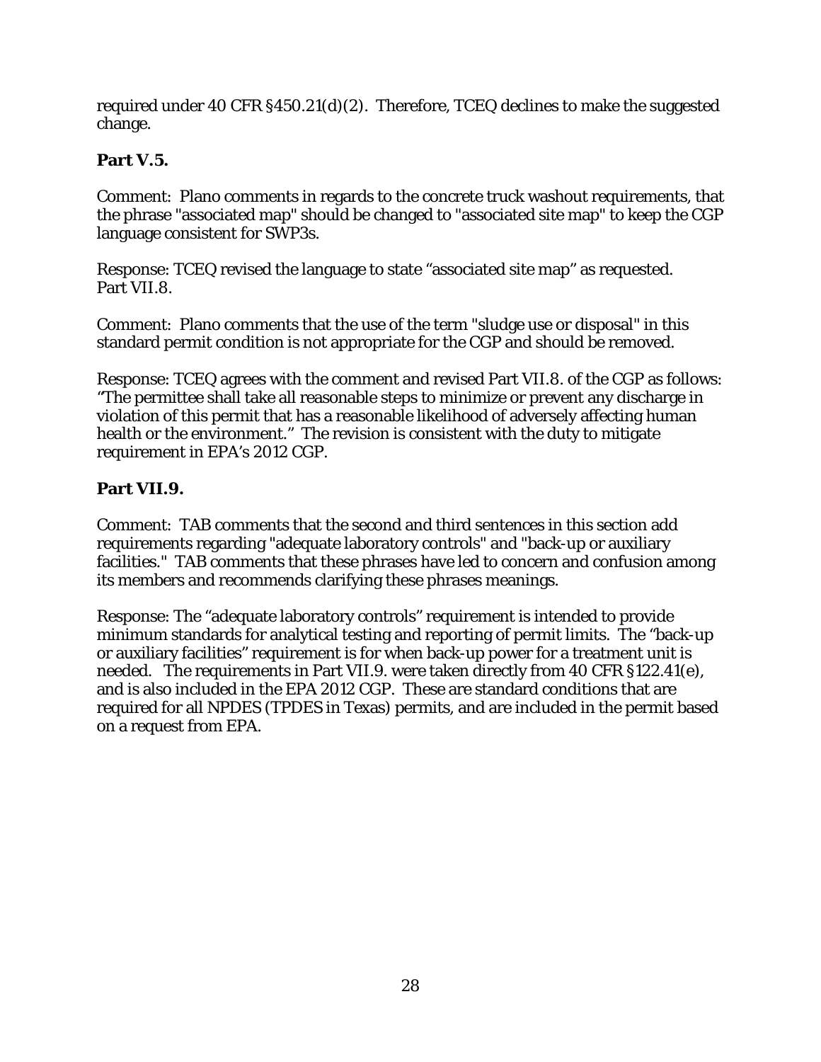required under 40 CFR §450.21(d)(2). Therefore, TCEQ declines to make the suggested change.

**Part V.5.**

Comment: Plano comments in regards to the concrete truck washout requirements, that the phrase "associated map" should be changed to "associated site map" to keep the CGP language consistent for SWP3s.

Response: TCEQ revised the language to state "associated site map" as requested.
Part VII.8.

Comment: Plano comments that the use of the term "sludge use or disposal" in this standard permit condition is not appropriate for the CGP and should be removed.

Response: TCEQ agrees with the comment and revised Part VII.8. of the CGP as follows: "The permittee shall take all reasonable steps to minimize or prevent any discharge in violation of this permit that has a reasonable likelihood of adversely affecting human health or the environment." The revision is consistent with the duty to mitigate requirement in EPA's 2012 CGP.

**Part VII.9.**

Comment: TAB comments that the second and third sentences in this section add requirements regarding "adequate laboratory controls" and "back-up or auxiliary facilities." TAB comments that these phrases have led to concern and confusion among its members and recommends clarifying these phrases meanings.

Response: The "adequate laboratory controls" requirement is intended to provide minimum standards for analytical testing and reporting of permit limits. The "back-up or auxiliary facilities" requirement is for when back-up power for a treatment unit is needed. The requirements in Part VII.9. were taken directly from 40 CFR §122.41(e), and is also included in the EPA 2012 CGP. These are standard conditions that are required for all NPDES (TPDES in Texas) permits, and are included in the permit based on a request from EPA.